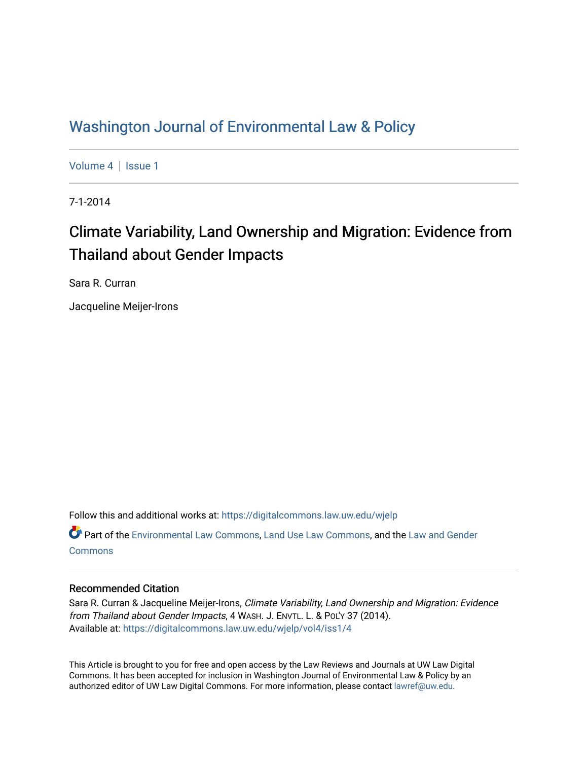# Washington Journal of Environmental Law & Policy

Volume 4 | Issue 1

7-1-2014

## Climate Variability, Land Ownership and Migration: Evidence from Thailand about Gender Impacts

Sara R. Curran

Jacqueline Meijer-Irons

Follow this and additional works at: https://digitalcommons.law.uw.edu/wjelp

Part of the Environmental Law Commons, Land Use Law Commons, and the Law and Gender Commons

### Recommended Citation

Sara R. Curran & Jacqueline Meijer-Irons, *Climate Variability, Land Ownership and Migration: Evidence from Thailand about Gender Impacts*, 4 WASH. J. ENVTL. L. & POL'Y 37 (2014).
Available at: https://digitalcommons.law.uw.edu/wjelp/vol4/iss1/4

This Article is brought to you for free and open access by the Law Reviews and Journals at UW Law Digital Commons. It has been accepted for inclusion in Washington Journal of Environmental Law & Policy by an authorized editor of UW Law Digital Commons. For more information, please contact lawref@uw.edu.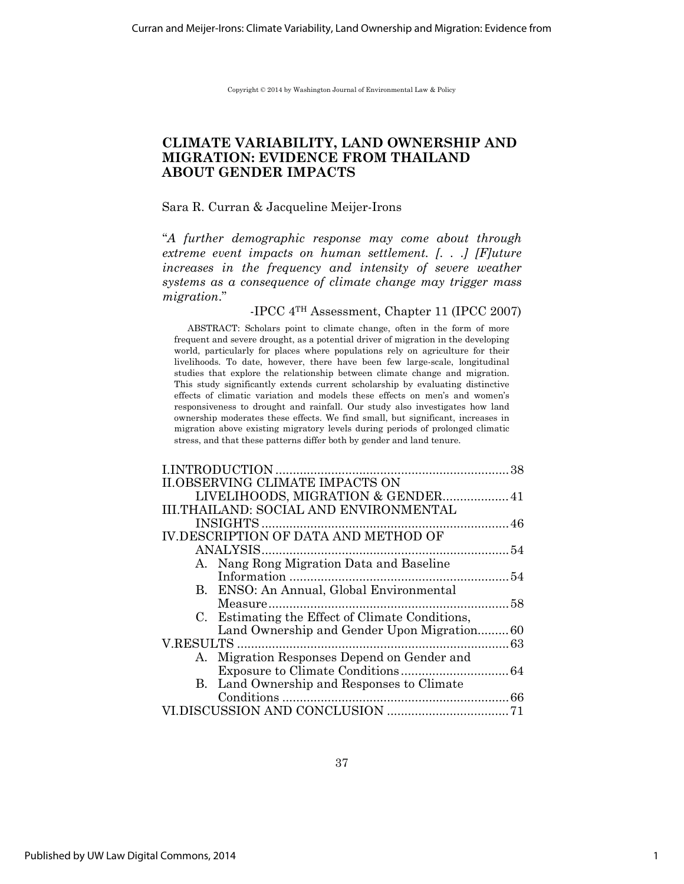Copyright © 2014 by Washington Journal of Environmental Law & Policy

# CLIMATE VARIABILITY, LAND OWNERSHIP AND MIGRATION: EVIDENCE FROM THAILAND ABOUT GENDER IMPACTS

Sara R. Curran & Jacqueline Meijer-Irons

"*A further demographic response may come about through extreme event impacts on human settlement. [. . .] [F]uture increases in the frequency and intensity of severe weather systems as a consequence of climate change may trigger mass migration.*"

-IPCC 4TH Assessment, Chapter 11 (IPCC 2007)

ABSTRACT: Scholars point to climate change, often in the form of more frequent and severe drought, as a potential driver of migration in the developing world, particularly for places where populations rely on agriculture for their livelihoods. To date, however, there have been few large-scale, longitudinal studies that explore the relationship between climate change and migration. This study significantly extends current scholarship by evaluating distinctive effects of climatic variation and models these effects on men's and women's responsiveness to drought and rainfall. Our study also investigates how land ownership moderates these effects. We find small, but significant, increases in migration above existing migratory levels during periods of prolonged climatic stress, and that these patterns differ both by gender and land tenure.

I. INTRODUCTION .......... 38
II. OBSERVING CLIMATE IMPACTS ON LIVELIHOODS, MIGRATION & GENDER .......... 41
III. THAILAND: SOCIAL AND ENVIRONMENTAL INSIGHTS .......... 46
IV. DESCRIPTION OF DATA AND METHOD OF ANALYSIS .......... 54
   A. Nang Rong Migration Data and Baseline Information .......... 54
   B. ENSO: An Annual, Global Environmental Measure .......... 58
   C. Estimating the Effect of Climate Conditions, Land Ownership and Gender Upon Migration .......... 60
V. RESULTS .......... 63
   A. Migration Responses Depend on Gender and Exposure to Climate Conditions .......... 64
   B. Land Ownership and Responses to Climate Conditions .......... 66
VI. DISCUSSION AND CONCLUSION .......... 71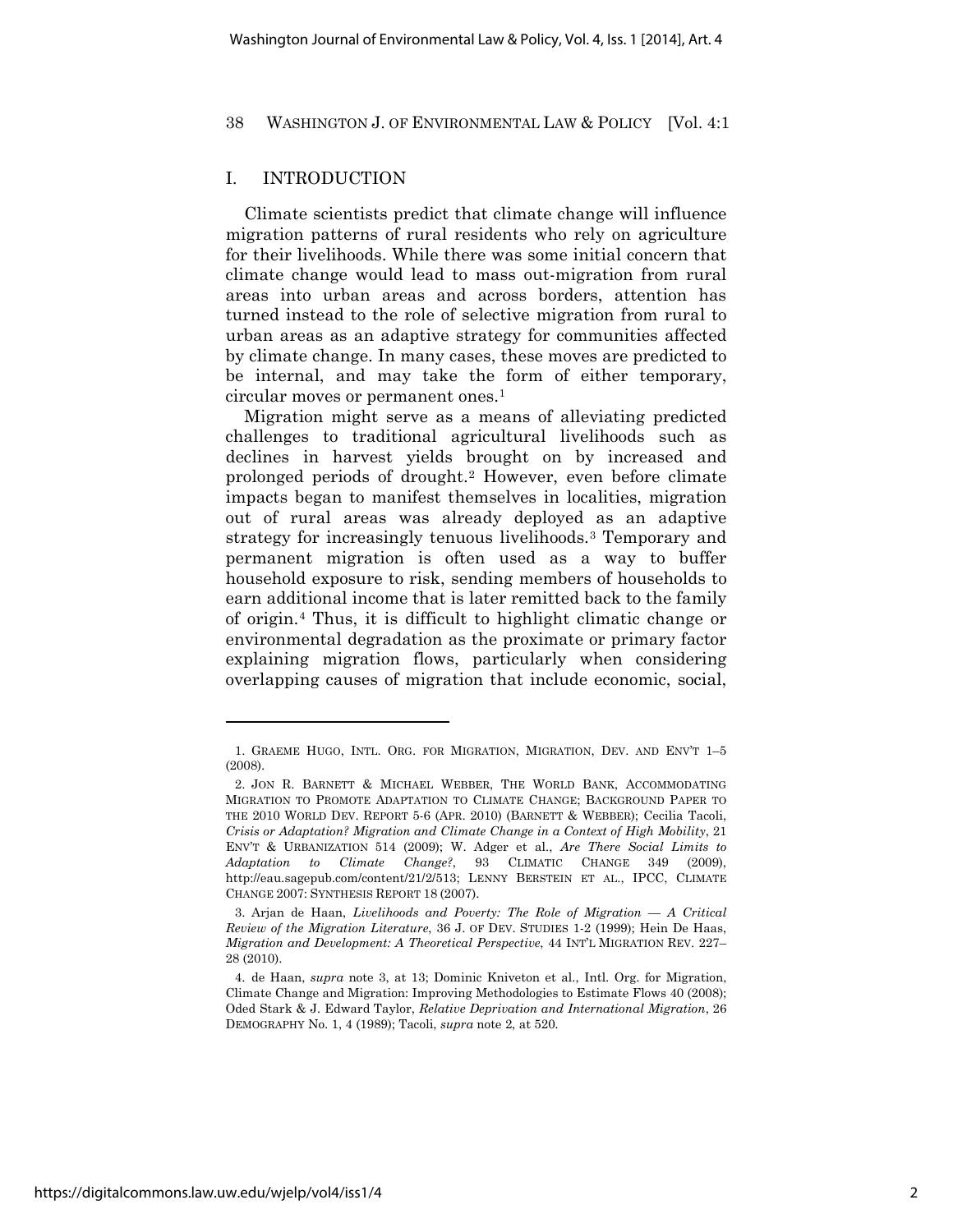## I. INTRODUCTION

Climate scientists predict that climate change will influence migration patterns of rural residents who rely on agriculture for their livelihoods. While there was some initial concern that climate change would lead to mass out-migration from rural areas into urban areas and across borders, attention has turned instead to the role of selective migration from rural to urban areas as an adaptive strategy for communities affected by climate change. In many cases, these moves are predicted to be internal, and may take the form of either temporary, circular moves or permanent ones.[1]

Migration might serve as a means of alleviating predicted challenges to traditional agricultural livelihoods such as declines in harvest yields brought on by increased and prolonged periods of drought.[2] However, even before climate impacts began to manifest themselves in localities, migration out of rural areas was already deployed as an adaptive strategy for increasingly tenuous livelihoods.[3] Temporary and permanent migration is often used as a way to buffer household exposure to risk, sending members of households to earn additional income that is later remitted back to the family of origin.[4] Thus, it is difficult to highlight climatic change or environmental degradation as the proximate or primary factor explaining migration flows, particularly when considering overlapping causes of migration that include economic, social,

---

1. GRAEME HUGO, INTL. ORG. FOR MIGRATION, MIGRATION, DEV. AND ENV'T 1–5 (2008).

2. JON R. BARNETT & MICHAEL WEBBER, THE WORLD BANK, ACCOMMODATING MIGRATION TO PROMOTE ADAPTATION TO CLIMATE CHANGE; BACKGROUND PAPER TO THE 2010 WORLD DEV. REPORT 5-6 (APR. 2010) (BARNETT & WEBBER); Cecilia Tacoli, *Crisis or Adaptation? Migration and Climate Change in a Context of High Mobility*, 21 ENV'T & URBANIZATION 514 (2009); W. Adger et al., *Are There Social Limits to Adaptation to Climate Change?*, 93 CLIMATIC CHANGE 349 (2009), http://eau.sagepub.com/content/21/2/513; LENNY BERSTEIN ET AL., IPCC, CLIMATE CHANGE 2007: SYNTHESIS REPORT 18 (2007).

3. Arjan de Haan, *Livelihoods and Poverty: The Role of Migration — A Critical Review of the Migration Literature*, 36 J. OF DEV. STUDIES 1-2 (1999); Hein De Haas, *Migration and Development: A Theoretical Perspective*, 44 INT'L MIGRATION REV. 227–28 (2010).

4. de Haan, *supra* note 3, at 13; Dominic Kniveton et al., Intl. Org. for Migration, Climate Change and Migration: Improving Methodologies to Estimate Flows 40 (2008); Oded Stark & J. Edward Taylor, *Relative Deprivation and International Migration*, 26 DEMOGRAPHY No. 1, 4 (1989); Tacoli, *supra* note 2, at 520.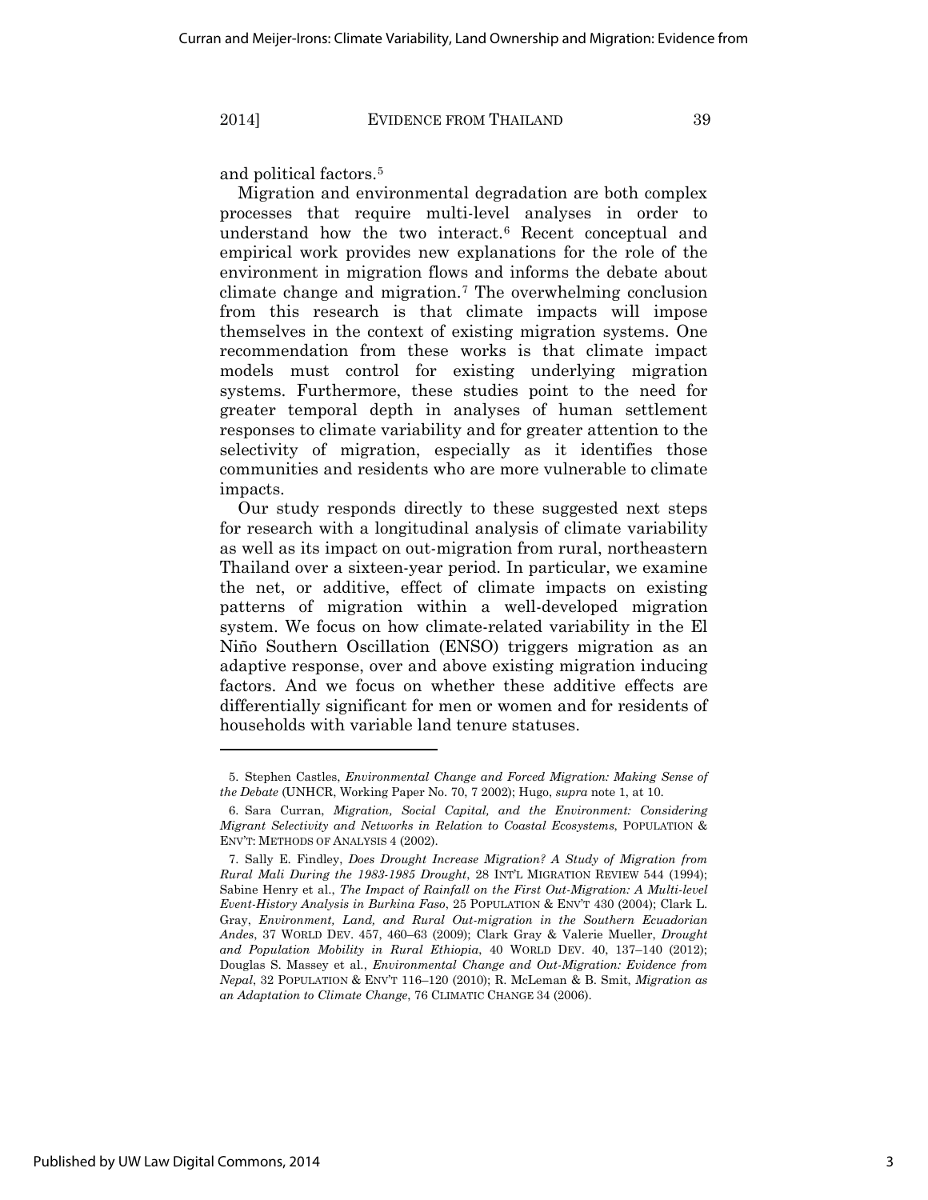and political factors.[5]

Migration and environmental degradation are both complex processes that require multi-level analyses in order to understand how the two interact.[6] Recent conceptual and empirical work provides new explanations for the role of the environment in migration flows and informs the debate about climate change and migration.[7] The overwhelming conclusion from this research is that climate impacts will impose themselves in the context of existing migration systems. One recommendation from these works is that climate impact models must control for existing underlying migration systems. Furthermore, these studies point to the need for greater temporal depth in analyses of human settlement responses to climate variability and for greater attention to the selectivity of migration, especially as it identifies those communities and residents who are more vulnerable to climate impacts.

Our study responds directly to these suggested next steps for research with a longitudinal analysis of climate variability as well as its impact on out-migration from rural, northeastern Thailand over a sixteen-year period. In particular, we examine the net, or additive, effect of climate impacts on existing patterns of migration within a well-developed migration system. We focus on how climate-related variability in the El Niño Southern Oscillation (ENSO) triggers migration as an adaptive response, over and above existing migration inducing factors. And we focus on whether these additive effects are differentially significant for men or women and for residents of households with variable land tenure statuses.

---

5. Stephen Castles, *Environmental Change and Forced Migration: Making Sense of the Debate* (UNHCR, Working Paper No. 70, 7 2002); Hugo, *supra* note 1, at 10.

6. Sara Curran, *Migration, Social Capital, and the Environment: Considering Migrant Selectivity and Networks in Relation to Coastal Ecosystems*, POPULATION & ENV'T: METHODS OF ANALYSIS 4 (2002).

7. Sally E. Findley, *Does Drought Increase Migration? A Study of Migration from Rural Mali During the 1983-1985 Drought*, 28 INT'L MIGRATION REVIEW 544 (1994); Sabine Henry et al., *The Impact of Rainfall on the First Out-Migration: A Multi-level Event-History Analysis in Burkina Faso*, 25 POPULATION & ENV'T 430 (2004); Clark L. Gray, *Environment, Land, and Rural Out-migration in the Southern Ecuadorian Andes*, 37 WORLD DEV. 457, 460–63 (2009); Clark Gray & Valerie Mueller, *Drought and Population Mobility in Rural Ethiopia*, 40 WORLD DEV. 40, 137–140 (2012); Douglas S. Massey et al., *Environmental Change and Out-Migration: Evidence from Nepal*, 32 POPULATION & ENV'T 116–120 (2010); R. McLeman & B. Smit, *Migration as an Adaptation to Climate Change*, 76 CLIMATIC CHANGE 34 (2006).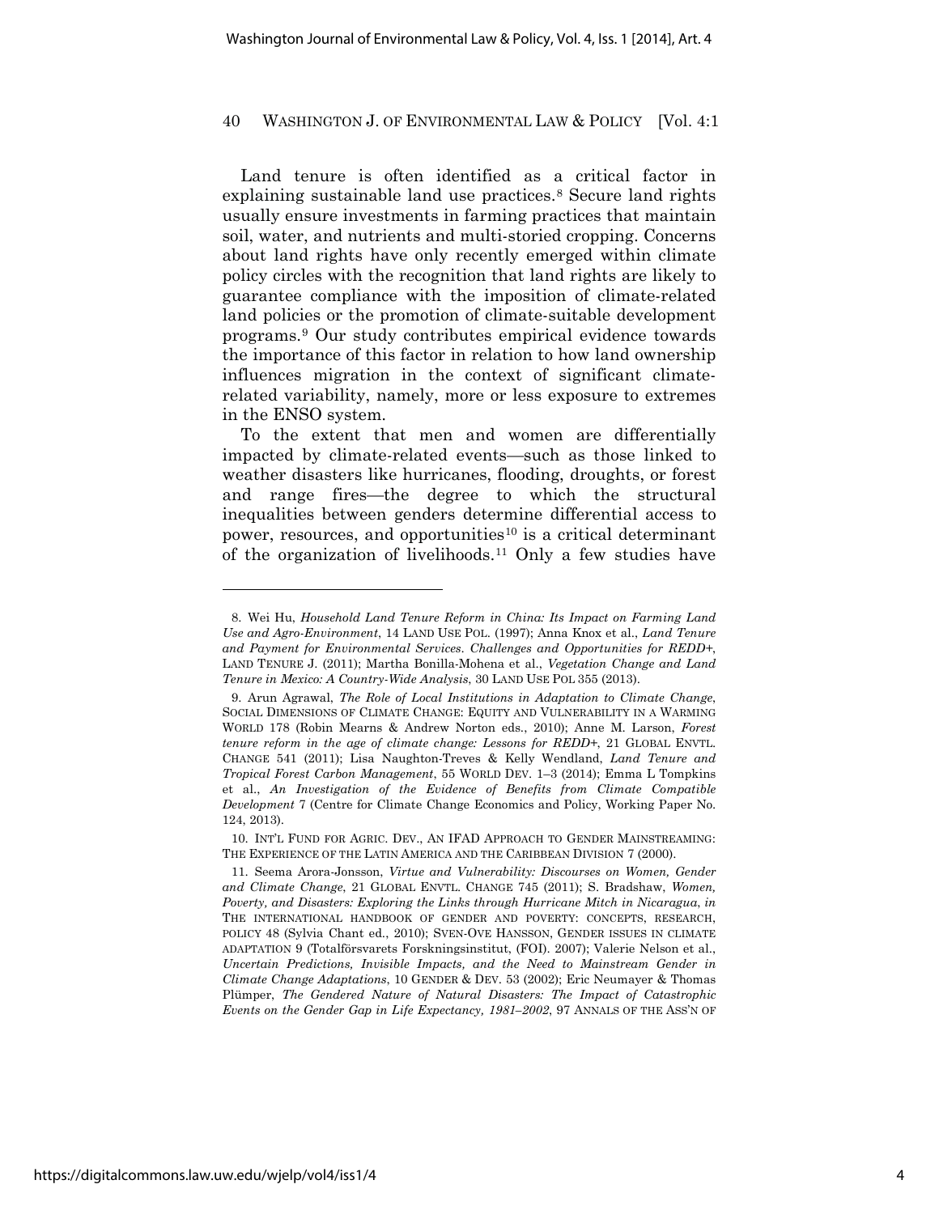Land tenure is often identified as a critical factor in explaining sustainable land use practices.[8] Secure land rights usually ensure investments in farming practices that maintain soil, water, and nutrients and multi-storied cropping. Concerns about land rights have only recently emerged within climate policy circles with the recognition that land rights are likely to guarantee compliance with the imposition of climate-related land policies or the promotion of climate-suitable development programs.[9] Our study contributes empirical evidence towards the importance of this factor in relation to how land ownership influences migration in the context of significant climate-related variability, namely, more or less exposure to extremes in the ENSO system.

To the extent that men and women are differentially impacted by climate-related events—such as those linked to weather disasters like hurricanes, flooding, droughts, or forest and range fires—the degree to which the structural inequalities between genders determine differential access to power, resources, and opportunities[10] is a critical determinant of the organization of livelihoods.[11] Only a few studies have

---

8. Wei Hu, *Household Land Tenure Reform in China: Its Impact on Farming Land Use and Agro-Environment*, 14 LAND USE POL. (1997); Anna Knox et al., *Land Tenure and Payment for Environmental Services. Challenges and Opportunities for REDD+*, LAND TENURE J. (2011); Martha Bonilla-Mohena et al., *Vegetation Change and Land Tenure in Mexico: A Country-Wide Analysis*, 30 LAND USE POL 355 (2013).

9. Arun Agrawal, *The Role of Local Institutions in Adaptation to Climate Change*, SOCIAL DIMENSIONS OF CLIMATE CHANGE: EQUITY AND VULNERABILITY IN A WARMING WORLD 178 (Robin Mearns & Andrew Norton eds., 2010); Anne M. Larson, *Forest tenure reform in the age of climate change: Lessons for REDD+*, 21 GLOBAL ENVTL. CHANGE 541 (2011); Lisa Naughton-Treves & Kelly Wendland, *Land Tenure and Tropical Forest Carbon Management*, 55 WORLD DEV. 1–3 (2014); Emma L Tompkins et al., *An Investigation of the Evidence of Benefits from Climate Compatible Development* 7 (Centre for Climate Change Economics and Policy, Working Paper No. 124, 2013).

10. INT'L FUND FOR AGRIC. DEV., AN IFAD APPROACH TO GENDER MAINSTREAMING: THE EXPERIENCE OF THE LATIN AMERICA AND THE CARIBBEAN DIVISION 7 (2000).

11. Seema Arora-Jonsson, *Virtue and Vulnerability: Discourses on Women, Gender and Climate Change*, 21 GLOBAL ENVTL. CHANGE 745 (2011); S. Bradshaw, *Women, Poverty, and Disasters: Exploring the Links through Hurricane Mitch in Nicaragua*, *in* THE INTERNATIONAL HANDBOOK OF GENDER AND POVERTY: CONCEPTS, RESEARCH, POLICY 48 (Sylvia Chant ed., 2010); SVEN-OVE HANSSON, GENDER ISSUES IN CLIMATE ADAPTATION 9 (Totalförsvarets Forskningsinstitut, (FOI). 2007); Valerie Nelson et al., *Uncertain Predictions, Invisible Impacts, and the Need to Mainstream Gender in Climate Change Adaptations*, 10 GENDER & DEV. 53 (2002); Eric Neumayer & Thomas Plümper, *The Gendered Nature of Natural Disasters: The Impact of Catastrophic Events on the Gender Gap in Life Expectancy, 1981–2002*, 97 ANNALS OF THE ASS'N OF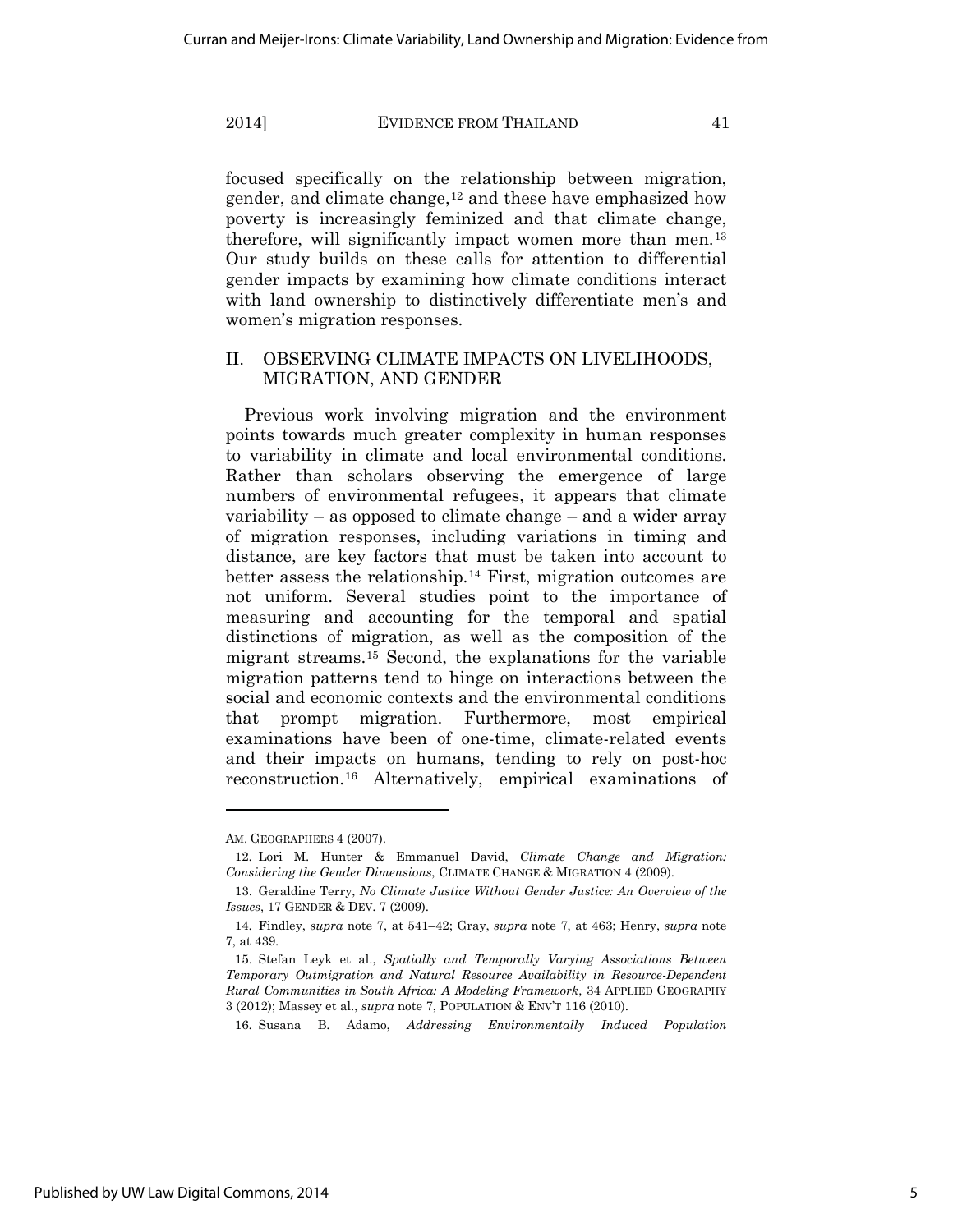focused specifically on the relationship between migration, gender, and climate change,[12] and these have emphasized how poverty is increasingly feminized and that climate change, therefore, will significantly impact women more than men.[13] Our study builds on these calls for attention to differential gender impacts by examining how climate conditions interact with land ownership to distinctively differentiate men's and women's migration responses.

## II. OBSERVING CLIMATE IMPACTS ON LIVELIHOODS, MIGRATION, AND GENDER

Previous work involving migration and the environment points towards much greater complexity in human responses to variability in climate and local environmental conditions. Rather than scholars observing the emergence of large numbers of environmental refugees, it appears that climate variability – as opposed to climate change – and a wider array of migration responses, including variations in timing and distance, are key factors that must be taken into account to better assess the relationship.[14] First, migration outcomes are not uniform. Several studies point to the importance of measuring and accounting for the temporal and spatial distinctions of migration, as well as the composition of the migrant streams.[15] Second, the explanations for the variable migration patterns tend to hinge on interactions between the social and economic contexts and the environmental conditions that prompt migration. Furthermore, most empirical examinations have been of one-time, climate-related events and their impacts on humans, tending to rely on post-hoc reconstruction.[16] Alternatively, empirical examinations of

---

AM. GEOGRAPHERS 4 (2007).

12. Lori M. Hunter & Emmanuel David, *Climate Change and Migration: Considering the Gender Dimensions*, CLIMATE CHANGE & MIGRATION 4 (2009).

13. Geraldine Terry, *No Climate Justice Without Gender Justice: An Overview of the Issues*, 17 GENDER & DEV. 7 (2009).

14. Findley, *supra* note 7, at 541–42; Gray, *supra* note 7, at 463; Henry, *supra* note 7, at 439.

15. Stefan Leyk et al., *Spatially and Temporally Varying Associations Between Temporary Outmigration and Natural Resource Availability in Resource-Dependent Rural Communities in South Africa: A Modeling Framework*, 34 APPLIED GEOGRAPHY 3 (2012); Massey et al., *supra* note 7, POPULATION & ENV'T 116 (2010).

16. Susana B. Adamo, *Addressing Environmentally Induced Population*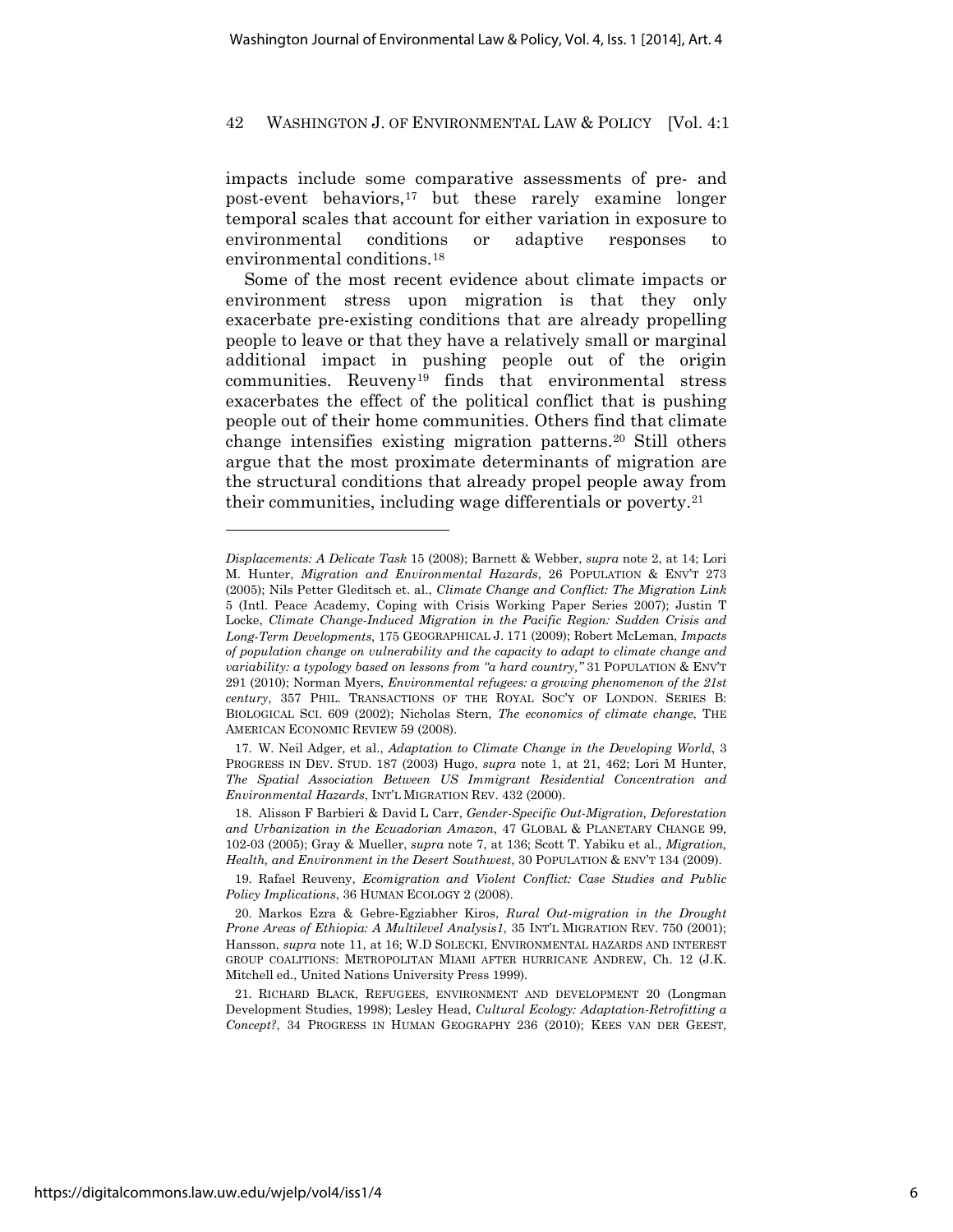impacts include some comparative assessments of pre- and post-event behaviors,[17] but these rarely examine longer temporal scales that account for either variation in exposure to environmental conditions or adaptive responses to environmental conditions.[18]

Some of the most recent evidence about climate impacts or environment stress upon migration is that they only exacerbate pre-existing conditions that are already propelling people to leave or that they have a relatively small or marginal additional impact in pushing people out of the origin communities. Reuveny[19] finds that environmental stress exacerbates the effect of the political conflict that is pushing people out of their home communities. Others find that climate change intensifies existing migration patterns.[20] Still others argue that the most proximate determinants of migration are the structural conditions that already propel people away from their communities, including wage differentials or poverty.[21]

---

*Displacements: A Delicate Task* 15 (2008); Barnett & Webber, *supra* note 2, at 14; Lori M. Hunter, *Migration and Environmental Hazards*, 26 POPULATION & ENV'T 273 (2005); Nils Petter Gleditsch et. al., *Climate Change and Conflict: The Migration Link* 5 (Intl. Peace Academy, Coping with Crisis Working Paper Series 2007); Justin T Locke, *Climate Change-Induced Migration in the Pacific Region: Sudden Crisis and Long-Term Developments*, 175 GEOGRAPHICAL J. 171 (2009); Robert McLeman, *Impacts of population change on vulnerability and the capacity to adapt to climate change and variability: a typology based on lessons from "a hard country,"* 31 POPULATION & ENV'T 291 (2010); Norman Myers, *Environmental refugees: a growing phenomenon of the 21st century*, 357 PHIL. TRANSACTIONS OF THE ROYAL SOC'Y OF LONDON. SERIES B: BIOLOGICAL SCI. 609 (2002); Nicholas Stern, *The economics of climate change*, THE AMERICAN ECONOMIC REVIEW 59 (2008).

17. W. Neil Adger, et al., *Adaptation to Climate Change in the Developing World*, 3 PROGRESS IN DEV. STUD. 187 (2003) Hugo, *supra* note 1, at 21, 462; Lori M Hunter, *The Spatial Association Between US Immigrant Residential Concentration and Environmental Hazards*, INT'L MIGRATION REV. 432 (2000).

18. Alisson F Barbieri & David L Carr, *Gender-Specific Out-Migration, Deforestation and Urbanization in the Ecuadorian Amazon*, 47 GLOBAL & PLANETARY CHANGE 99, 102-03 (2005); Gray & Mueller, *supra* note 7, at 136; Scott T. Yabiku et al., *Migration, Health, and Environment in the Desert Southwest*, 30 POPULATION & ENV'T 134 (2009).

19. Rafael Reuveny, *Ecomigration and Violent Conflict: Case Studies and Public Policy Implications*, 36 HUMAN ECOLOGY 2 (2008).

20. Markos Ezra & Gebre-Egziabher Kiros, *Rural Out-migration in the Drought Prone Areas of Ethiopia: A Multilevel Analysis1*, 35 INT'L MIGRATION REV. 750 (2001); Hansson, *supra* note 11, at 16; W.D SOLECKI, ENVIRONMENTAL HAZARDS AND INTEREST GROUP COALITIONS: METROPOLITAN MIAMI AFTER HURRICANE ANDREW, Ch. 12 (J.K. Mitchell ed., United Nations University Press 1999).

21. RICHARD BLACK, REFUGEES, ENVIRONMENT AND DEVELOPMENT 20 (Longman Development Studies, 1998); Lesley Head, *Cultural Ecology: Adaptation-Retrofitting a Concept?*, 34 PROGRESS IN HUMAN GEOGRAPHY 236 (2010); KEES VAN DER GEEST,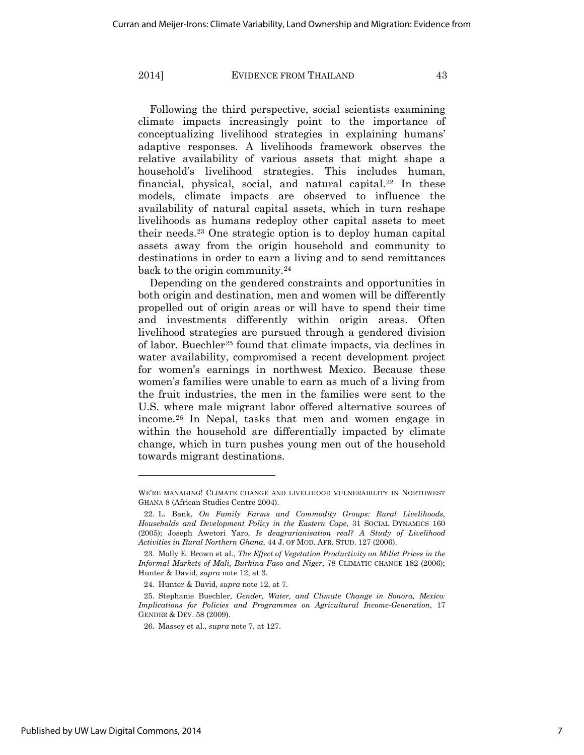Following the third perspective, social scientists examining climate impacts increasingly point to the importance of conceptualizing livelihood strategies in explaining humans' adaptive responses. A livelihoods framework observes the relative availability of various assets that might shape a household's livelihood strategies. This includes human, financial, physical, social, and natural capital.[22] In these models, climate impacts are observed to influence the availability of natural capital assets, which in turn reshape livelihoods as humans redeploy other capital assets to meet their needs.[23] One strategic option is to deploy human capital assets away from the origin household and community to destinations in order to earn a living and to send remittances back to the origin community.[24]

Depending on the gendered constraints and opportunities in both origin and destination, men and women will be differently propelled out of origin areas or will have to spend their time and investments differently within origin areas. Often livelihood strategies are pursued through a gendered division of labor. Buechler[25] found that climate impacts, via declines in water availability, compromised a recent development project for women's earnings in northwest Mexico. Because these women's families were unable to earn as much of a living from the fruit industries, the men in the families were sent to the U.S. where male migrant labor offered alternative sources of income.[26] In Nepal, tasks that men and women engage in within the household are differentially impacted by climate change, which in turn pushes young men out of the household towards migrant destinations.

---

WE'RE MANAGING! CLIMATE CHANGE AND LIVELIHOOD VULNERABILITY IN NORTHWEST GHANA 8 (African Studies Centre 2004).

22. L. Bank, *On Family Farms and Commodity Groups: Rural Livelihoods, Households and Development Policy in the Eastern Cape*, 31 SOCIAL DYNAMICS 160 (2005); Joseph Awetori Yaro, *Is deagrarianisation real? A Study of Livelihood Activities in Rural Northern Ghana*, 44 J. OF MOD. AFR. STUD. 127 (2006).

23. Molly E. Brown et al., *The Effect of Vegetation Productivity on Millet Prices in the Informal Markets of Mali, Burkina Faso and Niger*, 78 CLIMATIC CHANGE 182 (2006); Hunter & David, *supra* note 12, at 3.

24. Hunter & David, *supra* note 12, at 7.

25. Stephanie Buechler, *Gender, Water, and Climate Change in Sonora, Mexico: Implications for Policies and Programmes on Agricultural Income-Generation*, 17 GENDER & DEV. 58 (2009).

26. Massey et al., *supra* note 7, at 127.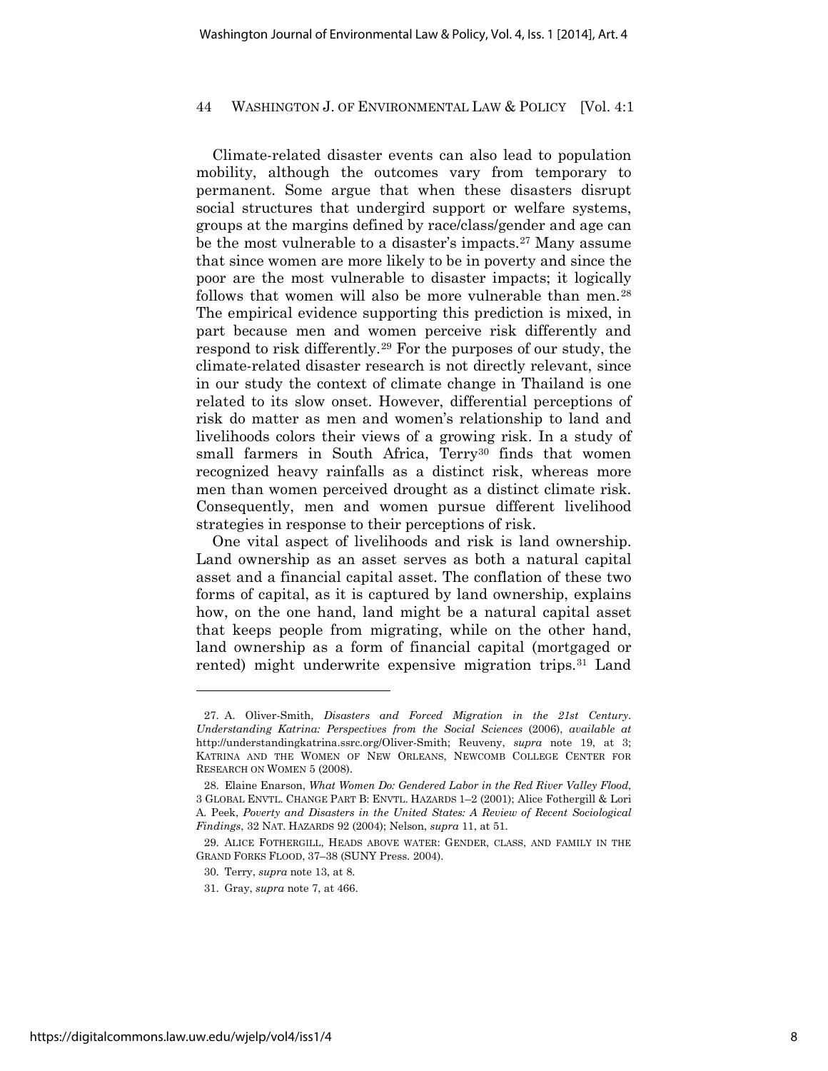Climate-related disaster events can also lead to population mobility, although the outcomes vary from temporary to permanent. Some argue that when these disasters disrupt social structures that undergird support or welfare systems, groups at the margins defined by race/class/gender and age can be the most vulnerable to a disaster's impacts.[27] Many assume that since women are more likely to be in poverty and since the poor are the most vulnerable to disaster impacts; it logically follows that women will also be more vulnerable than men.[28] The empirical evidence supporting this prediction is mixed, in part because men and women perceive risk differently and respond to risk differently.[29] For the purposes of our study, the climate-related disaster research is not directly relevant, since in our study the context of climate change in Thailand is one related to its slow onset. However, differential perceptions of risk do matter as men and women's relationship to land and livelihoods colors their views of a growing risk. In a study of small farmers in South Africa, Terry[30] finds that women recognized heavy rainfalls as a distinct risk, whereas more men than women perceived drought as a distinct climate risk. Consequently, men and women pursue different livelihood strategies in response to their perceptions of risk.

One vital aspect of livelihoods and risk is land ownership. Land ownership as an asset serves as both a natural capital asset and a financial capital asset. The conflation of these two forms of capital, as it is captured by land ownership, explains how, on the one hand, land might be a natural capital asset that keeps people from migrating, while on the other hand, land ownership as a form of financial capital (mortgaged or rented) might underwrite expensive migration trips.[31] Land

---

27. A. Oliver-Smith, *Disasters and Forced Migration in the 21st Century. Understanding Katrina: Perspectives from the Social Sciences* (2006), *available at* http://understandingkatrina.ssrc.org/Oliver-Smith; Reuveny, *supra* note 19, at 3; KATRINA AND THE WOMEN OF NEW ORLEANS, NEWCOMB COLLEGE CENTER FOR RESEARCH ON WOMEN 5 (2008).

28. Elaine Enarson, *What Women Do: Gendered Labor in the Red River Valley Flood*, 3 GLOBAL ENVTL. CHANGE PART B: ENVTL. HAZARDS 1–2 (2001); Alice Fothergill & Lori A. Peek, *Poverty and Disasters in the United States: A Review of Recent Sociological Findings*, 32 NAT. HAZARDS 92 (2004); Nelson, *supra* 11, at 51.

29. ALICE FOTHERGILL, HEADS ABOVE WATER: GENDER, CLASS, AND FAMILY IN THE GRAND FORKS FLOOD, 37–38 (SUNY Press. 2004).

30. Terry, *supra* note 13, at 8.

31. Gray, *supra* note 7, at 466.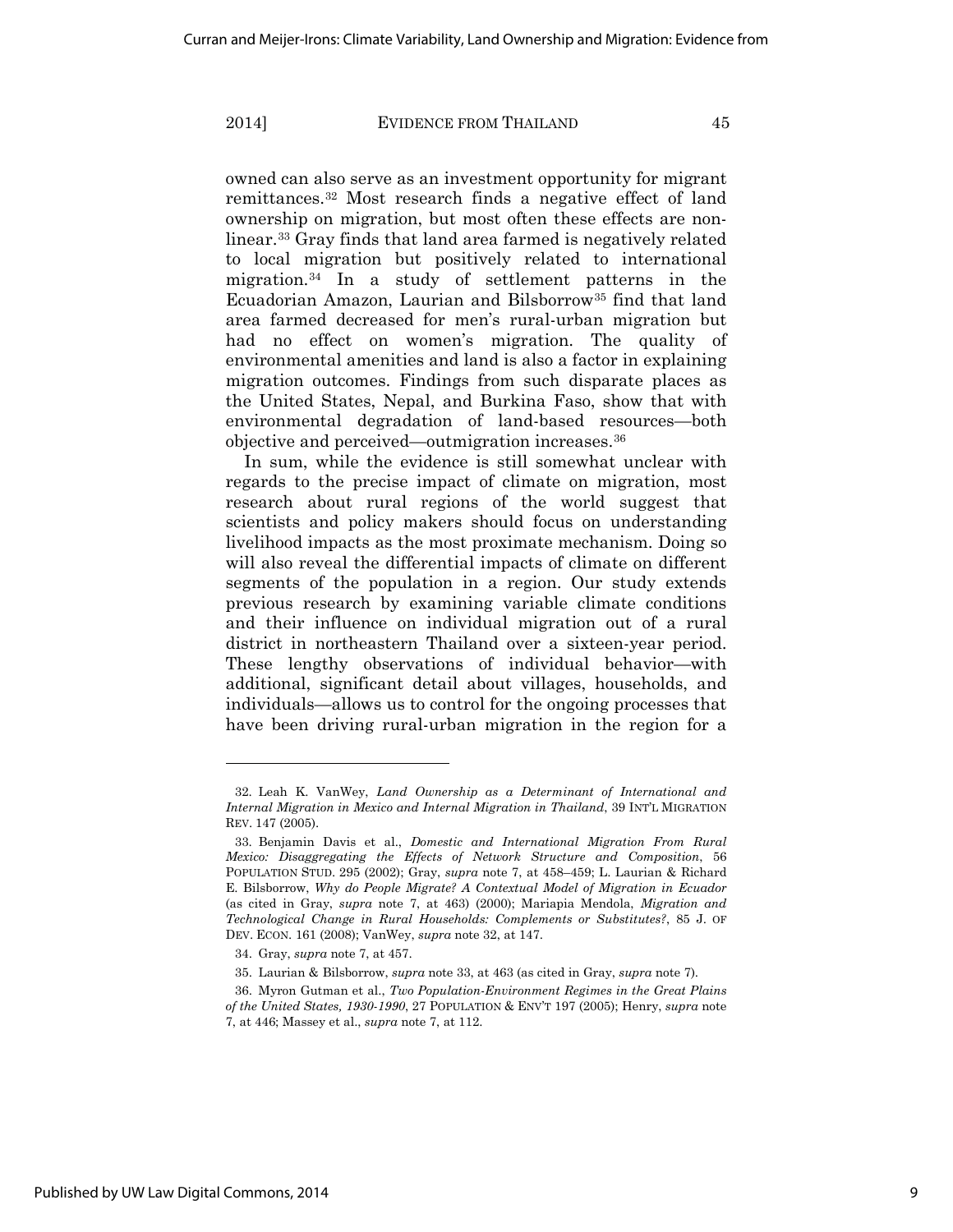owned can also serve as an investment opportunity for migrant remittances.[32] Most research finds a negative effect of land ownership on migration, but most often these effects are non-linear.[33] Gray finds that land area farmed is negatively related to local migration but positively related to international migration.[34] In a study of settlement patterns in the Ecuadorian Amazon, Laurian and Bilsborrow[35] find that land area farmed decreased for men's rural-urban migration but had no effect on women's migration. The quality of environmental amenities and land is also a factor in explaining migration outcomes. Findings from such disparate places as the United States, Nepal, and Burkina Faso, show that with environmental degradation of land-based resources—both objective and perceived—outmigration increases.[36]

In sum, while the evidence is still somewhat unclear with regards to the precise impact of climate on migration, most research about rural regions of the world suggest that scientists and policy makers should focus on understanding livelihood impacts as the most proximate mechanism. Doing so will also reveal the differential impacts of climate on different segments of the population in a region. Our study extends previous research by examining variable climate conditions and their influence on individual migration out of a rural district in northeastern Thailand over a sixteen-year period. These lengthy observations of individual behavior—with additional, significant detail about villages, households, and individuals—allows us to control for the ongoing processes that have been driving rural-urban migration in the region for a

---

32. Leah K. VanWey, *Land Ownership as a Determinant of International and Internal Migration in Mexico and Internal Migration in Thailand*, 39 INT'L MIGRATION REV. 147 (2005).

33. Benjamin Davis et al., *Domestic and International Migration From Rural Mexico: Disaggregating the Effects of Network Structure and Composition*, 56 POPULATION STUD. 295 (2002); Gray, *supra* note 7, at 458–459; L. Laurian & Richard E. Bilsborrow, *Why do People Migrate? A Contextual Model of Migration in Ecuador* (as cited in Gray, *supra* note 7, at 463) (2000); Mariapia Mendola, *Migration and Technological Change in Rural Households: Complements or Substitutes?*, 85 J. OF DEV. ECON. 161 (2008); VanWey, *supra* note 32, at 147.

34. Gray, *supra* note 7, at 457.

35. Laurian & Bilsborrow, *supra* note 33, at 463 (as cited in Gray, *supra* note 7).

36. Myron Gutman et al., *Two Population-Environment Regimes in the Great Plains of the United States, 1930-1990*, 27 POPULATION & ENV'T 197 (2005); Henry, *supra* note 7, at 446; Massey et al., *supra* note 7, at 112.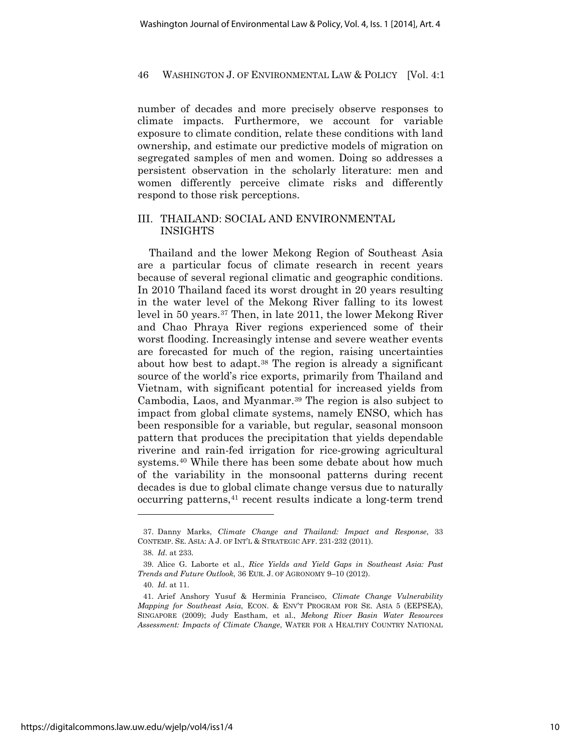number of decades and more precisely observe responses to climate impacts. Furthermore, we account for variable exposure to climate condition, relate these conditions with land ownership, and estimate our predictive models of migration on segregated samples of men and women. Doing so addresses a persistent observation in the scholarly literature: men and women differently perceive climate risks and differently respond to those risk perceptions.

## III. THAILAND: SOCIAL AND ENVIRONMENTAL INSIGHTS

Thailand and the lower Mekong Region of Southeast Asia are a particular focus of climate research in recent years because of several regional climatic and geographic conditions. In 2010 Thailand faced its worst drought in 20 years resulting in the water level of the Mekong River falling to its lowest level in 50 years.[37] Then, in late 2011, the lower Mekong River and Chao Phraya River regions experienced some of their worst flooding. Increasingly intense and severe weather events are forecasted for much of the region, raising uncertainties about how best to adapt.[38] The region is already a significant source of the world's rice exports, primarily from Thailand and Vietnam, with significant potential for increased yields from Cambodia, Laos, and Myanmar.[39] The region is also subject to impact from global climate systems, namely ENSO, which has been responsible for a variable, but regular, seasonal monsoon pattern that produces the precipitation that yields dependable riverine and rain-fed irrigation for rice-growing agricultural systems.[40] While there has been some debate about how much of the variability in the monsoonal patterns during recent decades is due to global climate change versus due to naturally occurring patterns,[41] recent results indicate a long-term trend

---

37. Danny Marks, *Climate Change and Thailand: Impact and Response*, 33 CONTEMP. SE. ASIA: A J. OF INT'L & STRATEGIC AFF. 231-232 (2011).

38. *Id.* at 233.

39. Alice G. Laborte et al., *Rice Yields and Yield Gaps in Southeast Asia: Past Trends and Future Outlook*, 36 EUR. J. OF AGRONOMY 9–10 (2012).

40. *Id.* at 11.

41. Arief Anshory Yusuf & Herminia Francisco, *Climate Change Vulnerability Mapping for Southeast Asia*, ECON. & ENV'T PROGRAM FOR SE. ASIA 5 (EEPSEA), SINGAPORE (2009); Judy Eastham, et al., *Mekong River Basin Water Resources Assessment: Impacts of Climate Change*, WATER FOR A HEALTHY COUNTRY NATIONAL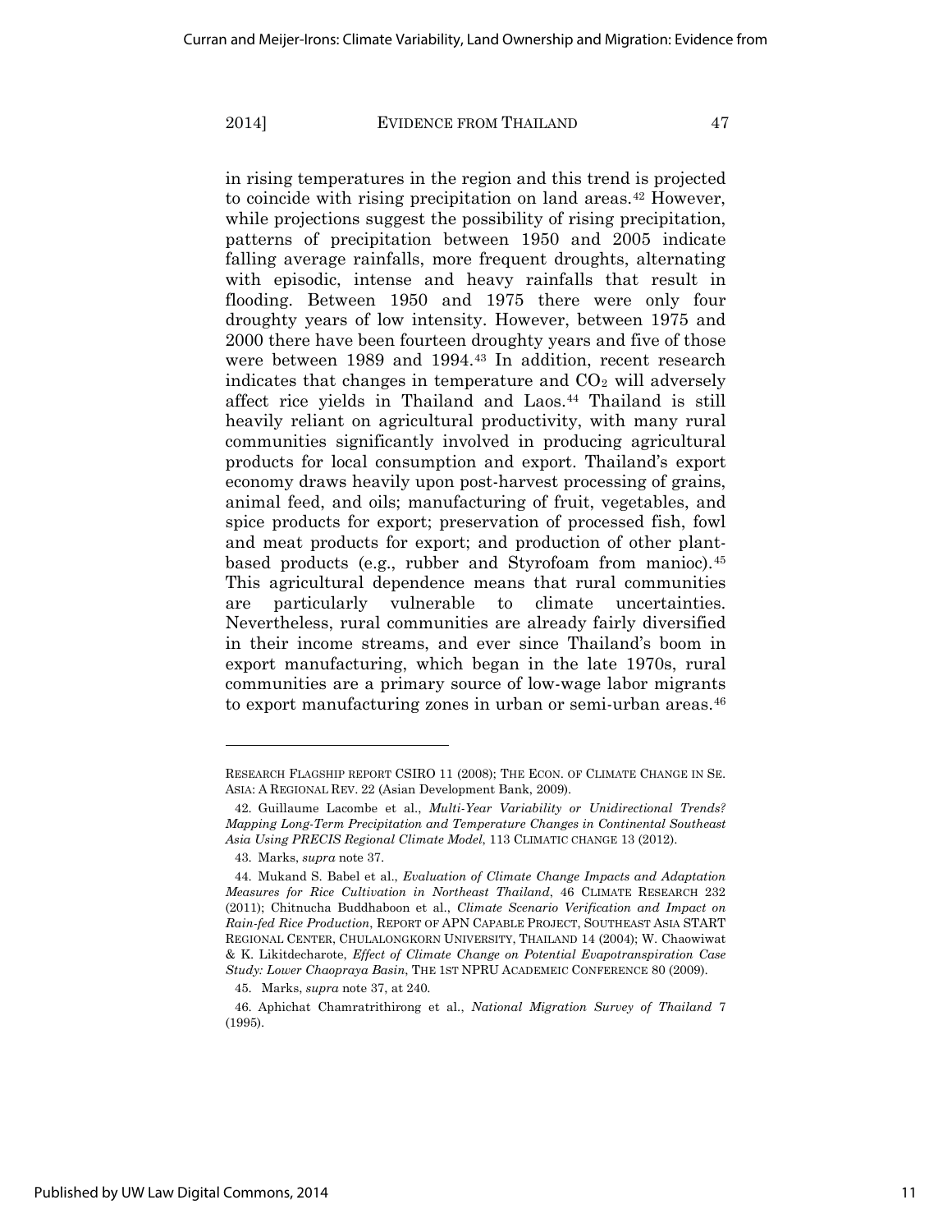in rising temperatures in the region and this trend is projected to coincide with rising precipitation on land areas.[42] However, while projections suggest the possibility of rising precipitation, patterns of precipitation between 1950 and 2005 indicate falling average rainfalls, more frequent droughts, alternating with episodic, intense and heavy rainfalls that result in flooding. Between 1950 and 1975 there were only four droughty years of low intensity. However, between 1975 and 2000 there have been fourteen droughty years and five of those were between 1989 and 1994.[43] In addition, recent research indicates that changes in temperature and $CO_2$ will adversely affect rice yields in Thailand and Laos.[44] Thailand is still heavily reliant on agricultural productivity, with many rural communities significantly involved in producing agricultural products for local consumption and export. Thailand's export economy draws heavily upon post-harvest processing of grains, animal feed, and oils; manufacturing of fruit, vegetables, and spice products for export; preservation of processed fish, fowl and meat products for export; and production of other plant-based products (e.g., rubber and Styrofoam from manioc).[45] This agricultural dependence means that rural communities are particularly vulnerable to climate uncertainties. Nevertheless, rural communities are already fairly diversified in their income streams, and ever since Thailand's boom in export manufacturing, which began in the late 1970s, rural communities are a primary source of low-wage labor migrants to export manufacturing zones in urban or semi-urban areas.[46]

---

RESEARCH FLAGSHIP REPORT CSIRO 11 (2008); THE ECON. OF CLIMATE CHANGE IN SE. ASIA: A REGIONAL REV. 22 (Asian Development Bank, 2009).

42. Guillaume Lacombe et al., *Multi-Year Variability or Unidirectional Trends? Mapping Long-Term Precipitation and Temperature Changes in Continental Southeast Asia Using PRECIS Regional Climate Model*, 113 CLIMATIC CHANGE 13 (2012).

43. Marks, *supra* note 37.

44. Mukand S. Babel et al., *Evaluation of Climate Change Impacts and Adaptation Measures for Rice Cultivation in Northeast Thailand*, 46 CLIMATE RESEARCH 232 (2011); Chitnucha Buddhaboon et al., *Climate Scenario Verification and Impact on Rain-fed Rice Production*, REPORT OF APN CAPABLE PROJECT, SOUTHEAST ASIA START REGIONAL CENTER, CHULALONGKORN UNIVERSITY, THAILAND 14 (2004); W. Chaowiwat & K. Likitdecharote, *Effect of Climate Change on Potential Evapotranspiration Case Study: Lower Chaopraya Basin*, THE 1ST NPRU ACADEMEIC CONFERENCE 80 (2009).

45. Marks, *supra* note 37, at 240.

46. Aphichat Chamratrithirong et al., *National Migration Survey of Thailand* 7 (1995).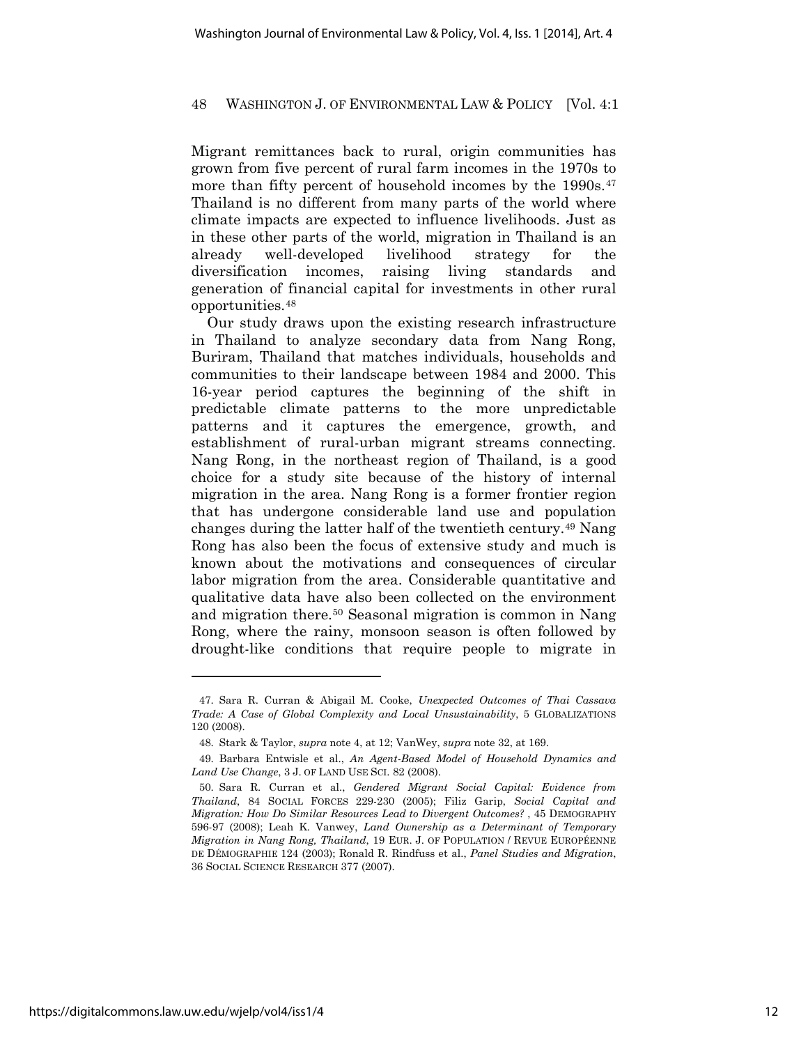Migrant remittances back to rural, origin communities has grown from five percent of rural farm incomes in the 1970s to more than fifty percent of household incomes by the 1990s.[47] Thailand is no different from many parts of the world where climate impacts are expected to influence livelihoods. Just as in these other parts of the world, migration in Thailand is an already well-developed livelihood strategy for the diversification incomes, raising living standards and generation of financial capital for investments in other rural opportunities.[48]

Our study draws upon the existing research infrastructure in Thailand to analyze secondary data from Nang Rong, Buriram, Thailand that matches individuals, households and communities to their landscape between 1984 and 2000. This 16-year period captures the beginning of the shift in predictable climate patterns to the more unpredictable patterns and it captures the emergence, growth, and establishment of rural-urban migrant streams connecting. Nang Rong, in the northeast region of Thailand, is a good choice for a study site because of the history of internal migration in the area. Nang Rong is a former frontier region that has undergone considerable land use and population changes during the latter half of the twentieth century.[49] Nang Rong has also been the focus of extensive study and much is known about the motivations and consequences of circular labor migration from the area. Considerable quantitative and qualitative data have also been collected on the environment and migration there.[50] Seasonal migration is common in Nang Rong, where the rainy, monsoon season is often followed by drought-like conditions that require people to migrate in

---

47. Sara R. Curran & Abigail M. Cooke, *Unexpected Outcomes of Thai Cassava Trade: A Case of Global Complexity and Local Unsustainability*, 5 GLOBALIZATIONS 120 (2008).

48. Stark & Taylor, *supra* note 4, at 12; VanWey, *supra* note 32, at 169.

49. Barbara Entwisle et al., *An Agent-Based Model of Household Dynamics and Land Use Change*, 3 J. OF LAND USE SCI. 82 (2008).

50. Sara R. Curran et al., *Gendered Migrant Social Capital: Evidence from Thailand*, 84 SOCIAL FORCES 229-230 (2005); Filiz Garip, *Social Capital and Migration: How Do Similar Resources Lead to Divergent Outcomes?* , 45 DEMOGRAPHY 596-97 (2008); Leah K. Vanwey, *Land Ownership as a Determinant of Temporary Migration in Nang Rong, Thailand*, 19 EUR. J. OF POPULATION / REVUE EUROPÉENNE DE DÉMOGRAPHIE 124 (2003); Ronald R. Rindfuss et al., *Panel Studies and Migration*, 36 SOCIAL SCIENCE RESEARCH 377 (2007).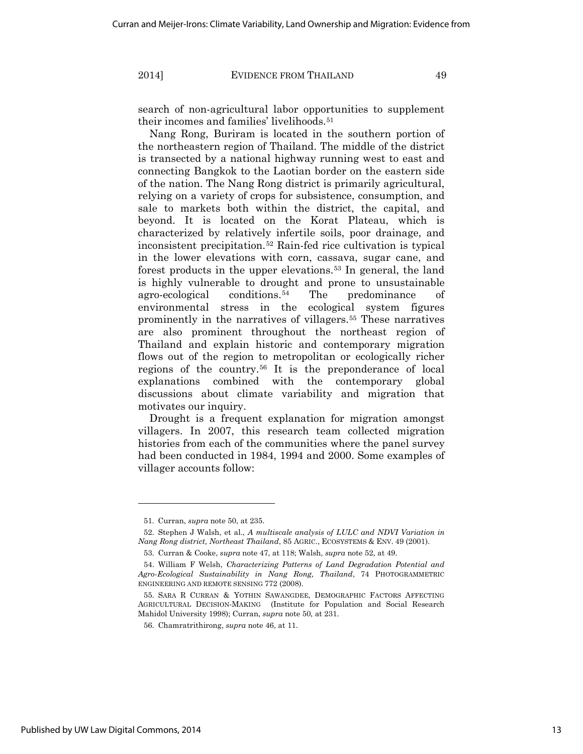search of non-agricultural labor opportunities to supplement their incomes and families' livelihoods.[51]

Nang Rong, Buriram is located in the southern portion of the northeastern region of Thailand. The middle of the district is transected by a national highway running west to east and connecting Bangkok to the Laotian border on the eastern side of the nation. The Nang Rong district is primarily agricultural, relying on a variety of crops for subsistence, consumption, and sale to markets both within the district, the capital, and beyond. It is located on the Korat Plateau, which is characterized by relatively infertile soils, poor drainage, and inconsistent precipitation.[52] Rain-fed rice cultivation is typical in the lower elevations with corn, cassava, sugar cane, and forest products in the upper elevations.[53] In general, the land is highly vulnerable to drought and prone to unsustainable agro-ecological conditions.[54] The predominance of environmental stress in the ecological system figures prominently in the narratives of villagers.[55] These narratives are also prominent throughout the northeast region of Thailand and explain historic and contemporary migration flows out of the region to metropolitan or ecologically richer regions of the country.[56] It is the preponderance of local explanations combined with the contemporary global discussions about climate variability and migration that motivates our inquiry.

Drought is a frequent explanation for migration amongst villagers. In 2007, this research team collected migration histories from each of the communities where the panel survey had been conducted in 1984, 1994 and 2000. Some examples of villager accounts follow:

---

51. Curran, *supra* note 50, at 235.

52. Stephen J Walsh, et al., *A multiscale analysis of LULC and NDVI Variation in Nang Rong district, Northeast Thailand*, 85 AGRIC., ECOSYSTEMS & ENV. 49 (2001).

53. Curran & Cooke, *supra* note 47, at 118; Walsh, *supra* note 52, at 49.

54. William F Welsh, *Characterizing Patterns of Land Degradation Potential and Agro-Ecological Sustainability in Nang Rong, Thailand*, 74 PHOTOGRAMMETRIC ENGINEERING AND REMOTE SENSING 772 (2008).

55. SARA R CURRAN & YOTHIN SAWANGDEE, DEMOGRAPHIC FACTORS AFFECTING AGRICULTURAL DECISION-MAKING (Institute for Population and Social Research Mahidol University 1998); Curran, *supra* note 50, at 231.

56. Chamratrithirong, *supra* note 46, at 11.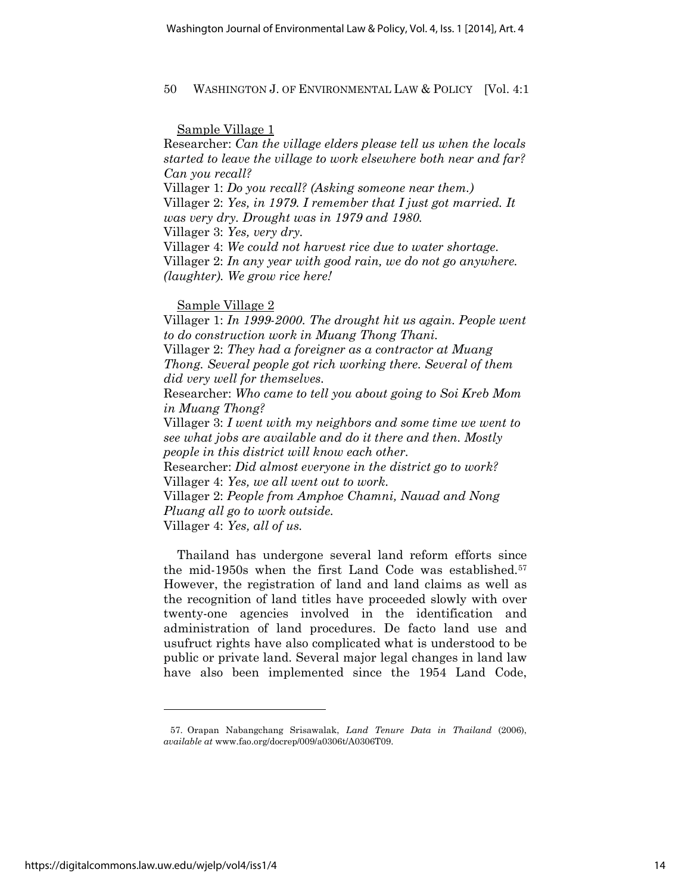<u>Sample Village 1</u>

Researcher: *Can the village elders please tell us when the locals started to leave the village to work elsewhere both near and far? Can you recall?*

Villager 1: *Do you recall? (Asking someone near them.)*

Villager 2: *Yes, in 1979. I remember that I just got married. It was very dry. Drought was in 1979 and 1980.*

Villager 3: *Yes, very dry.*

Villager 4: *We could not harvest rice due to water shortage.*

Villager 2: *In any year with good rain, we do not go anywhere. (laughter). We grow rice here!*

<u>Sample Village 2</u>

Villager 1: *In 1999-2000. The drought hit us again. People went to do construction work in Muang Thong Thani.*

Villager 2: *They had a foreigner as a contractor at Muang Thong. Several people got rich working there. Several of them did very well for themselves.*

Researcher: *Who came to tell you about going to Soi Kreb Mom in Muang Thong?*

Villager 3: *I went with my neighbors and some time we went to see what jobs are available and do it there and then. Mostly people in this district will know each other.*

Researcher: *Did almost everyone in the district go to work?*

Villager 4: *Yes, we all went out to work.*

Villager 2: *People from Amphoe Chamni, Nauad and Nong Pluang all go to work outside.*

Villager 4: *Yes, all of us.*

Thailand has undergone several land reform efforts since the mid-1950s when the first Land Code was established.[57] However, the registration of land and land claims as well as the recognition of land titles have proceeded slowly with over twenty-one agencies involved in the identification and administration of land procedures. De facto land use and usufruct rights have also complicated what is understood to be public or private land. Several major legal changes in land law have also been implemented since the 1954 Land Code,

---

57. Orapan Nabangchang Srisawalak, *Land Tenure Data in Thailand* (2006), *available at* www.fao.org/docrep/009/a0306t/A0306T09.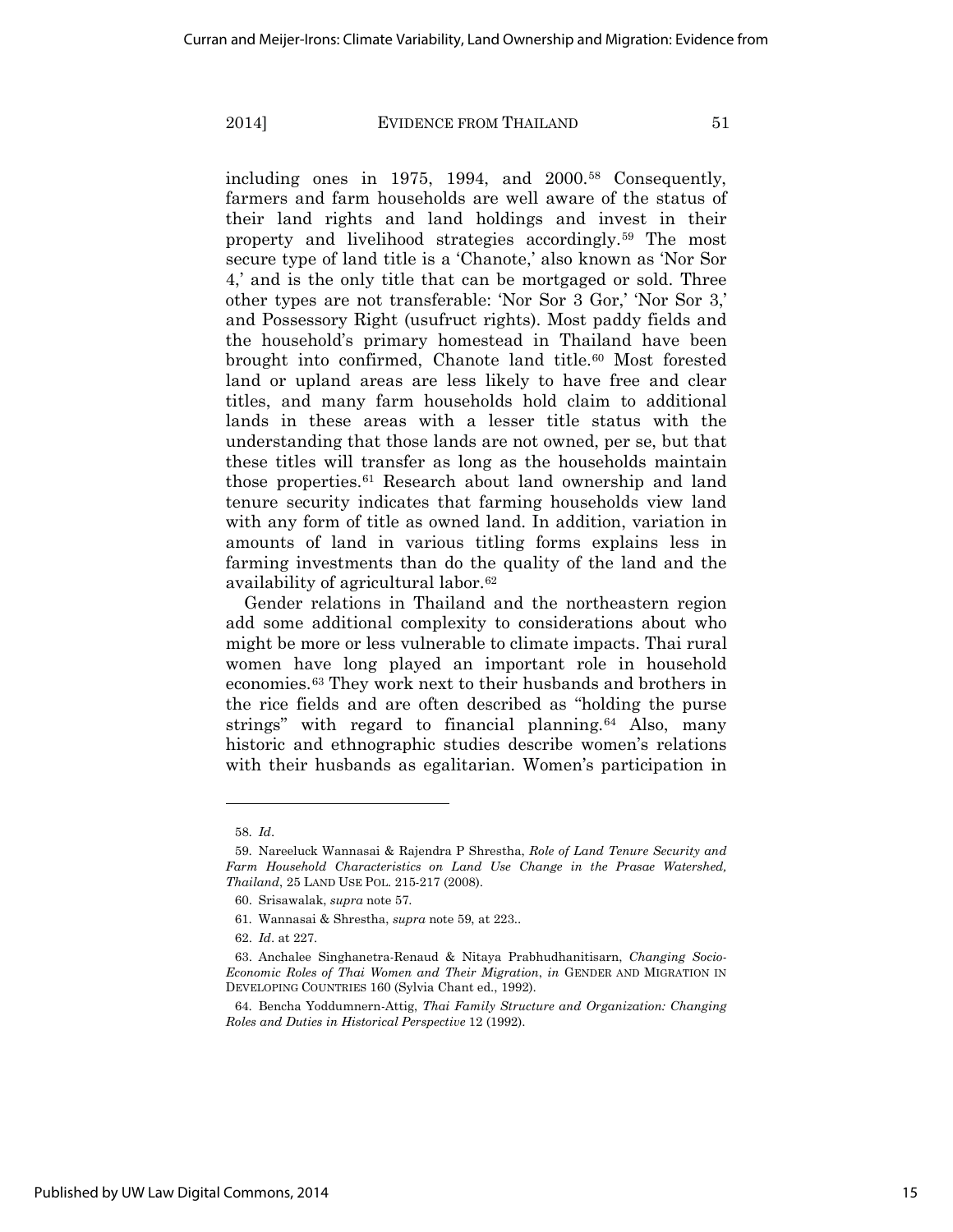including ones in 1975, 1994, and 2000.[58] Consequently, farmers and farm households are well aware of the status of their land rights and land holdings and invest in their property and livelihood strategies accordingly.[59] The most secure type of land title is a 'Chanote,' also known as 'Nor Sor 4,' and is the only title that can be mortgaged or sold. Three other types are not transferable: 'Nor Sor 3 Gor,' 'Nor Sor 3,' and Possessory Right (usufruct rights). Most paddy fields and the household's primary homestead in Thailand have been brought into confirmed, Chanote land title.[60] Most forested land or upland areas are less likely to have free and clear titles, and many farm households hold claim to additional lands in these areas with a lesser title status with the understanding that those lands are not owned, per se, but that these titles will transfer as long as the households maintain those properties.[61] Research about land ownership and land tenure security indicates that farming households view land with any form of title as owned land. In addition, variation in amounts of land in various titling forms explains less in farming investments than do the quality of the land and the availability of agricultural labor.[62]

Gender relations in Thailand and the northeastern region add some additional complexity to considerations about who might be more or less vulnerable to climate impacts. Thai rural women have long played an important role in household economies.[63] They work next to their husbands and brothers in the rice fields and are often described as "holding the purse strings" with regard to financial planning.[64] Also, many historic and ethnographic studies describe women's relations with their husbands as egalitarian. Women's participation in

---

58. *Id*.

59. Nareeluck Wannasai & Rajendra P Shrestha, *Role of Land Tenure Security and Farm Household Characteristics on Land Use Change in the Prasae Watershed, Thailand*, 25 LAND USE POL. 215-217 (2008).

60. Srisawalak, *supra* note 57.

61. Wannasai & Shrestha, *supra* note 59, at 223..

62. *Id*. at 227.

63. Anchalee Singhanetra-Renaud & Nitaya Prabhudhanitisarn, *Changing Socio-Economic Roles of Thai Women and Their Migration*, *in* GENDER AND MIGRATION IN DEVELOPING COUNTRIES 160 (Sylvia Chant ed., 1992).

64. Bencha Yoddumnern-Attig, *Thai Family Structure and Organization: Changing Roles and Duties in Historical Perspective* 12 (1992).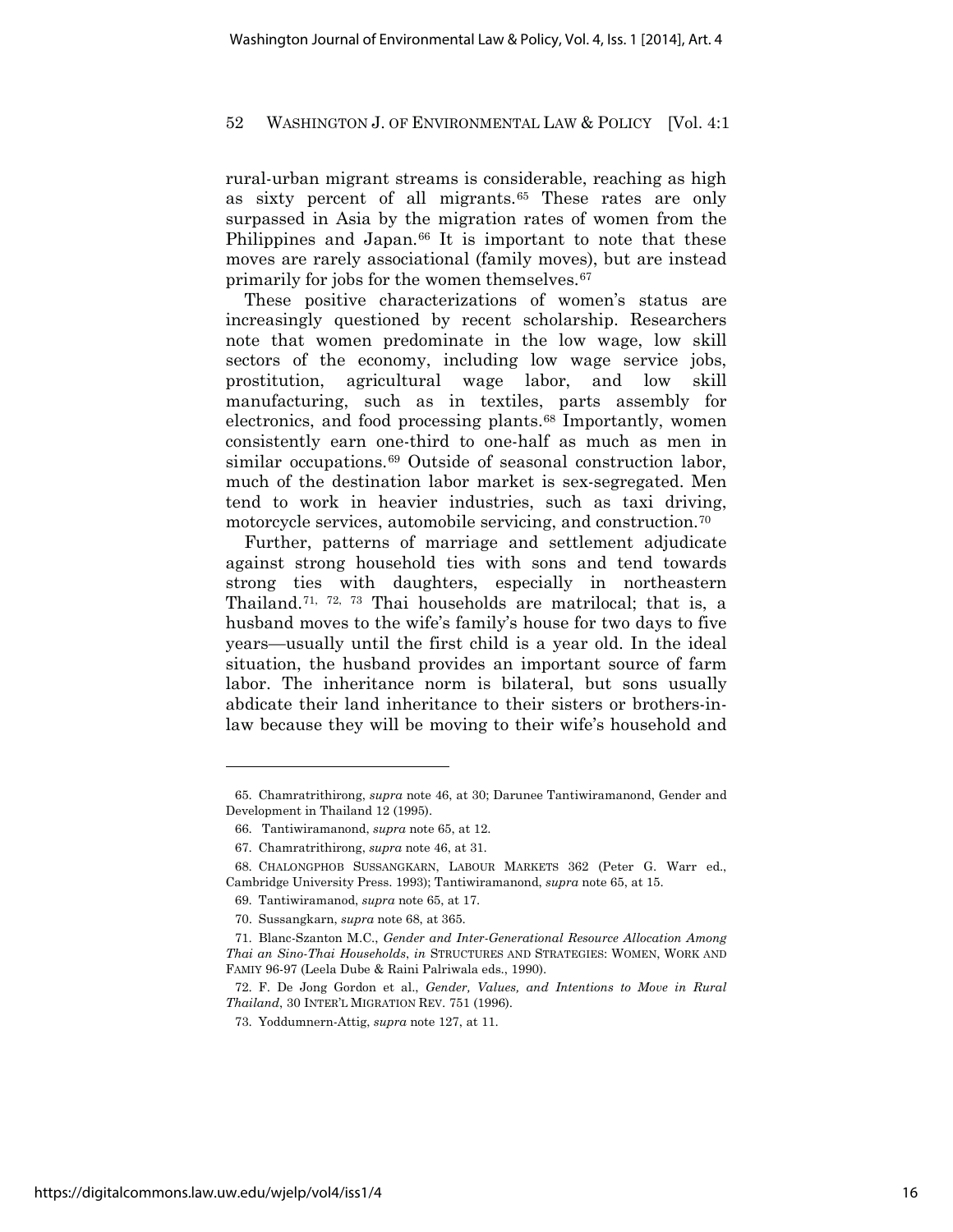rural-urban migrant streams is considerable, reaching as high as sixty percent of all migrants.[65] These rates are only surpassed in Asia by the migration rates of women from the Philippines and Japan.[66] It is important to note that these moves are rarely associational (family moves), but are instead primarily for jobs for the women themselves.[67]

These positive characterizations of women's status are increasingly questioned by recent scholarship. Researchers note that women predominate in the low wage, low skill sectors of the economy, including low wage service jobs, prostitution, agricultural wage labor, and low skill manufacturing, such as in textiles, parts assembly for electronics, and food processing plants.[68] Importantly, women consistently earn one-third to one-half as much as men in similar occupations.[69] Outside of seasonal construction labor, much of the destination labor market is sex-segregated. Men tend to work in heavier industries, such as taxi driving, motorcycle services, automobile servicing, and construction.[70]

Further, patterns of marriage and settlement adjudicate against strong household ties with sons and tend towards strong ties with daughters, especially in northeastern Thailand.[71, 72, 73] Thai households are matrilocal; that is, a husband moves to the wife's family's house for two days to five years—usually until the first child is a year old. In the ideal situation, the husband provides an important source of farm labor. The inheritance norm is bilateral, but sons usually abdicate their land inheritance to their sisters or brothers-in-law because they will be moving to their wife's household and

---

65. Chamratrithirong, *supra* note 46, at 30; Darunee Tantiwiramanond, Gender and Development in Thailand 12 (1995).

66. Tantiwiramanond, *supra* note 65, at 12.

67. Chamratrithirong, *supra* note 46, at 31.

68. CHALONGPHOB SUSSANGKARN, LABOUR MARKETS 362 (Peter G. Warr ed., Cambridge University Press. 1993); Tantiwiramanond, *supra* note 65, at 15.

69. Tantiwiramanod, *supra* note 65, at 17.

70. Sussangkarn, *supra* note 68, at 365.

71. Blanc-Szanton M.C., *Gender and Inter-Generational Resource Allocation Among Thai an Sino-Thai Households*, *in* STRUCTURES AND STRATEGIES: WOMEN, WORK AND FAMIY 96-97 (Leela Dube & Raini Palriwala eds., 1990).

72. F. De Jong Gordon et al., *Gender, Values, and Intentions to Move in Rural Thailand*, 30 INTER'L MIGRATION REV. 751 (1996).

73. Yoddumnern-Attig, *supra* note 127, at 11.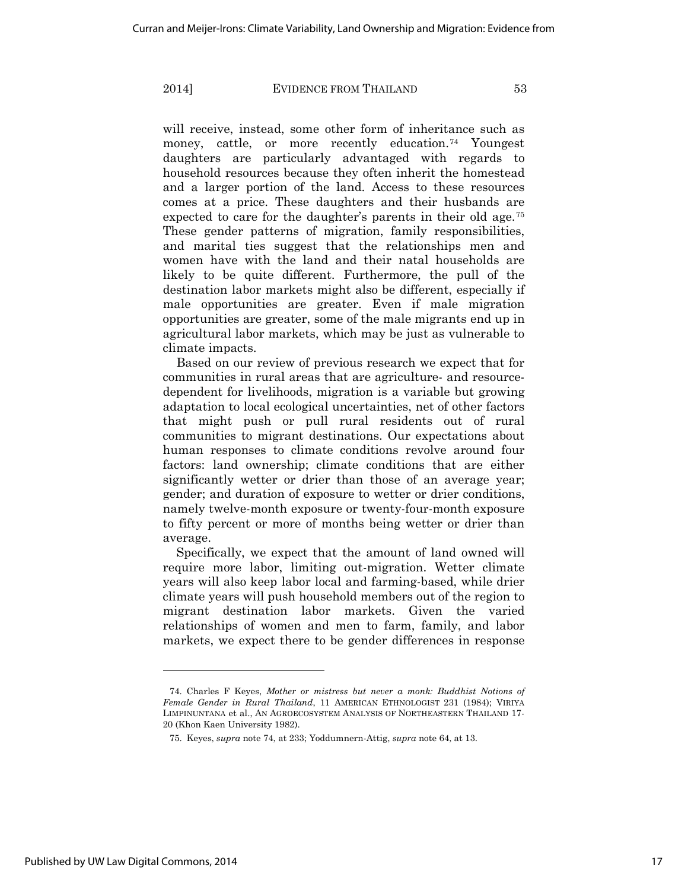will receive, instead, some other form of inheritance such as money, cattle, or more recently education.[74] Youngest daughters are particularly advantaged with regards to household resources because they often inherit the homestead and a larger portion of the land. Access to these resources comes at a price. These daughters and their husbands are expected to care for the daughter's parents in their old age.[75] These gender patterns of migration, family responsibilities, and marital ties suggest that the relationships men and women have with the land and their natal households are likely to be quite different. Furthermore, the pull of the destination labor markets might also be different, especially if male opportunities are greater. Even if male migration opportunities are greater, some of the male migrants end up in agricultural labor markets, which may be just as vulnerable to climate impacts.

Based on our review of previous research we expect that for communities in rural areas that are agriculture- and resource-dependent for livelihoods, migration is a variable but growing adaptation to local ecological uncertainties, net of other factors that might push or pull rural residents out of rural communities to migrant destinations. Our expectations about human responses to climate conditions revolve around four factors: land ownership; climate conditions that are either significantly wetter or drier than those of an average year; gender; and duration of exposure to wetter or drier conditions, namely twelve-month exposure or twenty-four-month exposure to fifty percent or more of months being wetter or drier than average.

Specifically, we expect that the amount of land owned will require more labor, limiting out-migration. Wetter climate years will also keep labor local and farming-based, while drier climate years will push household members out of the region to migrant destination labor markets. Given the varied relationships of women and men to farm, family, and labor markets, we expect there to be gender differences in response

---

74. Charles F Keyes, *Mother or mistress but never a monk: Buddhist Notions of Female Gender in Rural Thailand*, 11 AMERICAN ETHNOLOGIST 231 (1984); VIRIYA LIMPINUNTANA et al., AN AGROECOSYSTEM ANALYSIS OF NORTHEASTERN THAILAND 17-20 (Khon Kaen University 1982).

75. Keyes, *supra* note 74, at 233; Yoddumnern-Attig, *supra* note 64, at 13.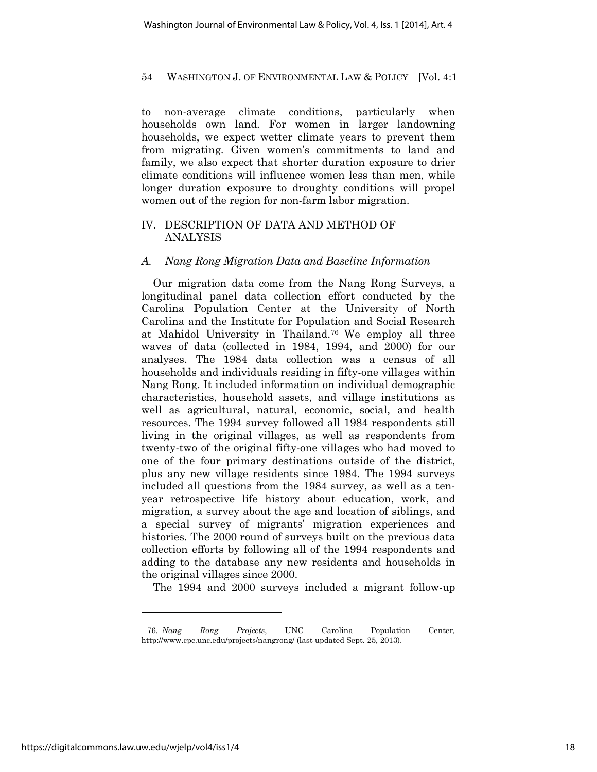to non-average climate conditions, particularly when households own land. For women in larger landowning households, we expect wetter climate years to prevent them from migrating. Given women's commitments to land and family, we also expect that shorter duration exposure to drier climate conditions will influence women less than men, while longer duration exposure to droughty conditions will propel women out of the region for non-farm labor migration.

## IV. DESCRIPTION OF DATA AND METHOD OF ANALYSIS

### *A. Nang Rong Migration Data and Baseline Information*

Our migration data come from the Nang Rong Surveys, a longitudinal panel data collection effort conducted by the Carolina Population Center at the University of North Carolina and the Institute for Population and Social Research at Mahidol University in Thailand.[76] We employ all three waves of data (collected in 1984, 1994, and 2000) for our analyses. The 1984 data collection was a census of all households and individuals residing in fifty-one villages within Nang Rong. It included information on individual demographic characteristics, household assets, and village institutions as well as agricultural, natural, economic, social, and health resources. The 1994 survey followed all 1984 respondents still living in the original villages, as well as respondents from twenty-two of the original fifty-one villages who had moved to one of the four primary destinations outside of the district, plus any new village residents since 1984. The 1994 surveys included all questions from the 1984 survey, as well as a ten-year retrospective life history about education, work, and migration, a survey about the age and location of siblings, and a special survey of migrants' migration experiences and histories. The 2000 round of surveys built on the previous data collection efforts by following all of the 1994 respondents and adding to the database any new residents and households in the original villages since 2000.

The 1994 and 2000 surveys included a migrant follow-up

---

76. *Nang Rong Projects*, UNC Carolina Population Center, http://www.cpc.unc.edu/projects/nangrong/ (last updated Sept. 25, 2013).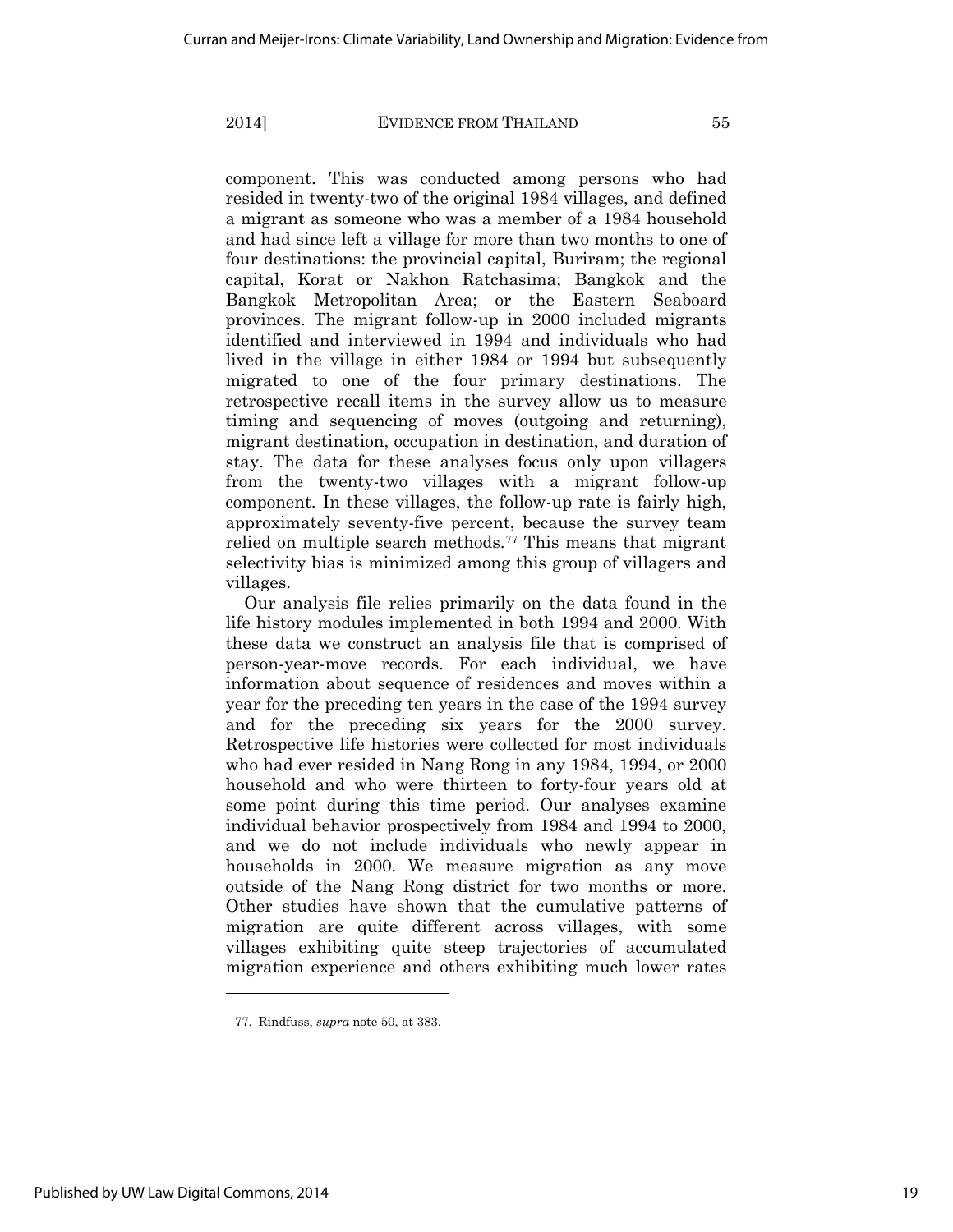component. This was conducted among persons who had resided in twenty-two of the original 1984 villages, and defined a migrant as someone who was a member of a 1984 household and had since left a village for more than two months to one of four destinations: the provincial capital, Buriram; the regional capital, Korat or Nakhon Ratchasima; Bangkok and the Bangkok Metropolitan Area; or the Eastern Seaboard provinces. The migrant follow-up in 2000 included migrants identified and interviewed in 1994 and individuals who had lived in the village in either 1984 or 1994 but subsequently migrated to one of the four primary destinations. The retrospective recall items in the survey allow us to measure timing and sequencing of moves (outgoing and returning), migrant destination, occupation in destination, and duration of stay. The data for these analyses focus only upon villagers from the twenty-two villages with a migrant follow-up component. In these villages, the follow-up rate is fairly high, approximately seventy-five percent, because the survey team relied on multiple search methods.[77] This means that migrant selectivity bias is minimized among this group of villagers and villages.

Our analysis file relies primarily on the data found in the life history modules implemented in both 1994 and 2000. With these data we construct an analysis file that is comprised of person-year-move records. For each individual, we have information about sequence of residences and moves within a year for the preceding ten years in the case of the 1994 survey and for the preceding six years for the 2000 survey. Retrospective life histories were collected for most individuals who had ever resided in Nang Rong in any 1984, 1994, or 2000 household and who were thirteen to forty-four years old at some point during this time period. Our analyses examine individual behavior prospectively from 1984 and 1994 to 2000, and we do not include individuals who newly appear in households in 2000. We measure migration as any move outside of the Nang Rong district for two months or more. Other studies have shown that the cumulative patterns of migration are quite different across villages, with some villages exhibiting quite steep trajectories of accumulated migration experience and others exhibiting much lower rates

77. Rindfuss, *supra* note 50, at 383.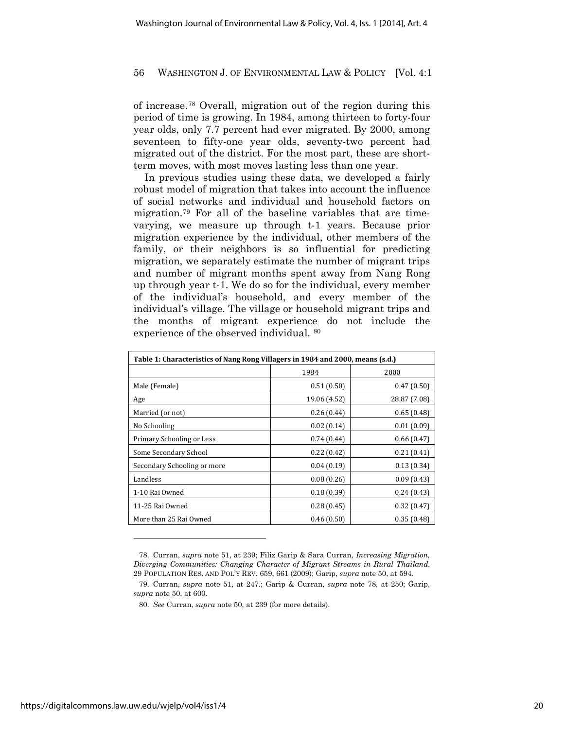of increase.[78] Overall, migration out of the region during this period of time is growing. In 1984, among thirteen to forty-four year olds, only 7.7 percent had ever migrated. By 2000, among seventeen to fifty-one year olds, seventy-two percent had migrated out of the district. For the most part, these are short-term moves, with most moves lasting less than one year.

In previous studies using these data, we developed a fairly robust model of migration that takes into account the influence of social networks and individual and household factors on migration.[79] For all of the baseline variables that are time-varying, we measure up through t-1 years. Because prior migration experience by the individual, other members of the family, or their neighbors is so influential for predicting migration, we separately estimate the number of migrant trips and number of migrant months spent away from Nang Rong up through year t-1. We do so for the individual, every member of the individual's household, and every member of the individual's village. The village or household migrant trips and the months of migrant experience do not include the experience of the observed individual. [80]

**Table 1: Characteristics of Nang Rong Villagers in 1984 and 2000, means (s.d.)**

| | 1984 | 2000 |
|---|---|---|
| Male (Female) | 0.51 (0.50) | 0.47 (0.50) |
| Age | 19.06 (4.52) | 28.87 (7.08) |
| Married (or not) | 0.26 (0.44) | 0.65 (0.48) |
| No Schooling | 0.02 (0.14) | 0.01 (0.09) |
| Primary Schooling or Less | 0.74 (0.44) | 0.66 (0.47) |
| Some Secondary School | 0.22 (0.42) | 0.21 (0.41) |
| Secondary Schooling or more | 0.04 (0.19) | 0.13 (0.34) |
| Landless | 0.08 (0.26) | 0.09 (0.43) |
| 1-10 Rai Owned | 0.18 (0.39) | 0.24 (0.43) |
| 11-25 Rai Owned | 0.28 (0.45) | 0.32 (0.47) |
| More than 25 Rai Owned | 0.46 (0.50) | 0.35 (0.48) |

---

78. Curran, *supra* note 51, at 239; Filiz Garip & Sara Curran, *Increasing Migration, Diverging Communities: Changing Character of Migrant Streams in Rural Thailand*, 29 POPULATION RES. AND POL'Y REV. 659, 661 (2009); Garip, *supra* note 50, at 594.

79. Curran, *supra* note 51, at 247.; Garip & Curran, *supra* note 78, at 250; Garip, *supra* note 50, at 600.

80. *See* Curran, *supra* note 50, at 239 (for more details).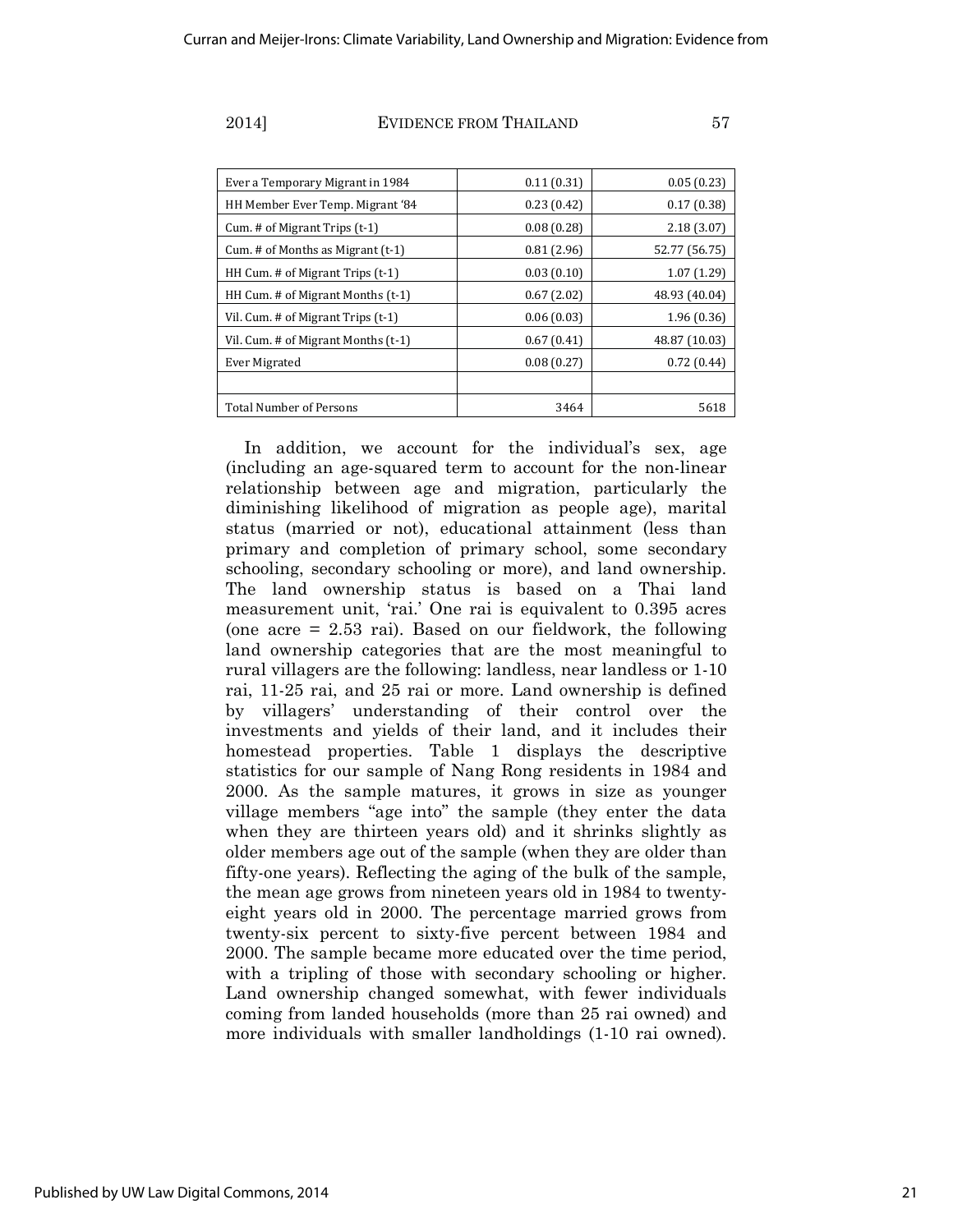| | | |
|---|---|---|
| Ever a Temporary Migrant in 1984 | 0.11 (0.31) | 0.05 (0.23) |
| HH Member Ever Temp. Migrant '84 | 0.23 (0.42) | 0.17 (0.38) |
| Cum. # of Migrant Trips (t-1) | 0.08 (0.28) | 2.18 (3.07) |
| Cum. # of Months as Migrant (t-1) | 0.81 (2.96) | 52.77 (56.75) |
| HH Cum. # of Migrant Trips (t-1) | 0.03 (0.10) | 1.07 (1.29) |
| HH Cum. # of Migrant Months (t-1) | 0.67 (2.02) | 48.93 (40.04) |
| Vil. Cum. # of Migrant Trips (t-1) | 0.06 (0.03) | 1.96 (0.36) |
| Vil. Cum. # of Migrant Months (t-1) | 0.67 (0.41) | 48.87 (10.03) |
| Ever Migrated | 0.08 (0.27) | 0.72 (0.44) |
| | | |
| Total Number of Persons | 3464 | 5618 |

In addition, we account for the individual's sex, age (including an age-squared term to account for the non-linear relationship between age and migration, particularly the diminishing likelihood of migration as people age), marital status (married or not), educational attainment (less than primary and completion of primary school, some secondary schooling, secondary schooling or more), and land ownership. The land ownership status is based on a Thai land measurement unit, 'rai.' One rai is equivalent to 0.395 acres (one acre = 2.53 rai). Based on our fieldwork, the following land ownership categories that are the most meaningful to rural villagers are the following: landless, near landless or 1-10 rai, 11-25 rai, and 25 rai or more. Land ownership is defined by villagers' understanding of their control over the investments and yields of their land, and it includes their homestead properties. Table 1 displays the descriptive statistics for our sample of Nang Rong residents in 1984 and 2000. As the sample matures, it grows in size as younger village members "age into" the sample (they enter the data when they are thirteen years old) and it shrinks slightly as older members age out of the sample (when they are older than fifty-one years). Reflecting the aging of the bulk of the sample, the mean age grows from nineteen years old in 1984 to twenty-eight years old in 2000. The percentage married grows from twenty-six percent to sixty-five percent between 1984 and 2000. The sample became more educated over the time period, with a tripling of those with secondary schooling or higher. Land ownership changed somewhat, with fewer individuals coming from landed households (more than 25 rai owned) and more individuals with smaller landholdings (1-10 rai owned).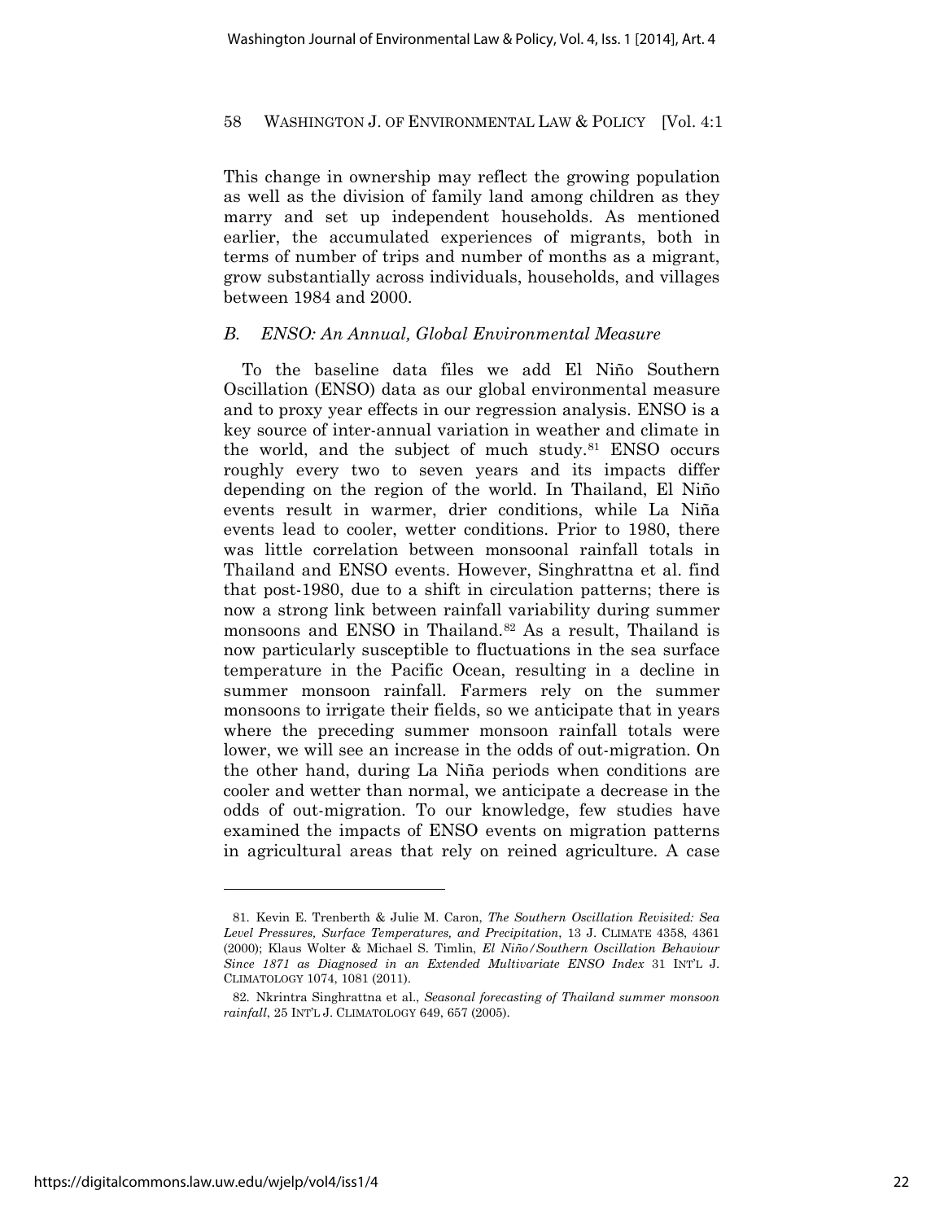This change in ownership may reflect the growing population as well as the division of family land among children as they marry and set up independent households. As mentioned earlier, the accumulated experiences of migrants, both in terms of number of trips and number of months as a migrant, grow substantially across individuals, households, and villages between 1984 and 2000.

### *B. ENSO: An Annual, Global Environmental Measure*

To the baseline data files we add El Niño Southern Oscillation (ENSO) data as our global environmental measure and to proxy year effects in our regression analysis. ENSO is a key source of inter-annual variation in weather and climate in the world, and the subject of much study.[81] ENSO occurs roughly every two to seven years and its impacts differ depending on the region of the world. In Thailand, El Niño events result in warmer, drier conditions, while La Niña events lead to cooler, wetter conditions. Prior to 1980, there was little correlation between monsoonal rainfall totals in Thailand and ENSO events. However, Singhrattna et al. find that post-1980, due to a shift in circulation patterns; there is now a strong link between rainfall variability during summer monsoons and ENSO in Thailand.[82] As a result, Thailand is now particularly susceptible to fluctuations in the sea surface temperature in the Pacific Ocean, resulting in a decline in summer monsoon rainfall. Farmers rely on the summer monsoons to irrigate their fields, so we anticipate that in years where the preceding summer monsoon rainfall totals were lower, we will see an increase in the odds of out-migration. On the other hand, during La Niña periods when conditions are cooler and wetter than normal, we anticipate a decrease in the odds of out-migration. To our knowledge, few studies have examined the impacts of ENSO events on migration patterns in agricultural areas that rely on reined agriculture. A case

---

81. Kevin E. Trenberth & Julie M. Caron, *The Southern Oscillation Revisited: Sea Level Pressures, Surface Temperatures, and Precipitation*, 13 J. CLIMATE 4358, 4361 (2000); Klaus Wolter & Michael S. Timlin, *El Niño/Southern Oscillation Behaviour Since 1871 as Diagnosed in an Extended Multivariate ENSO Index* 31 INT'L J. CLIMATOLOGY 1074, 1081 (2011).

82. Nkrintra Singhrattna et al., *Seasonal forecasting of Thailand summer monsoon rainfall*, 25 INT'L J. CLIMATOLOGY 649, 657 (2005).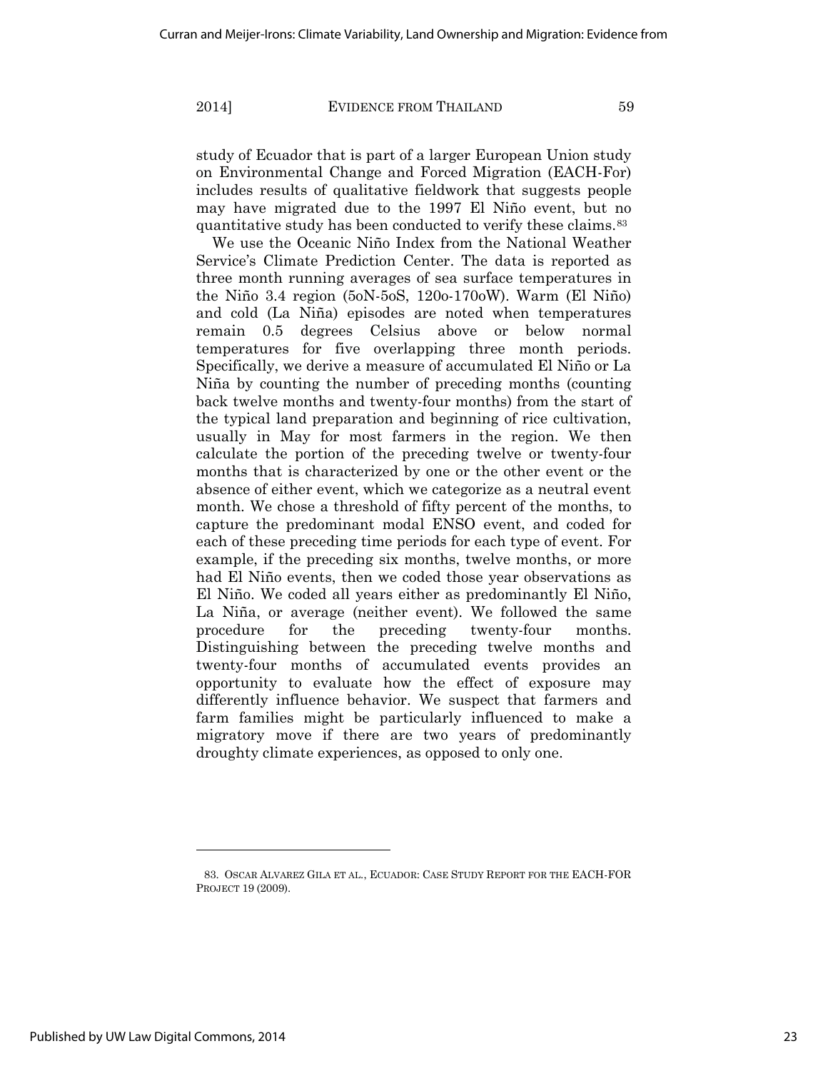study of Ecuador that is part of a larger European Union study on Environmental Change and Forced Migration (EACH-For) includes results of qualitative fieldwork that suggests people may have migrated due to the 1997 El Niño event, but no quantitative study has been conducted to verify these claims.[83]

We use the Oceanic Niño Index from the National Weather Service's Climate Prediction Center. The data is reported as three month running averages of sea surface temperatures in the Niño 3.4 region (5oN-5oS, 120o-170oW). Warm (El Niño) and cold (La Niña) episodes are noted when temperatures remain 0.5 degrees Celsius above or below normal temperatures for five overlapping three month periods. Specifically, we derive a measure of accumulated El Niño or La Niña by counting the number of preceding months (counting back twelve months and twenty-four months) from the start of the typical land preparation and beginning of rice cultivation, usually in May for most farmers in the region. We then calculate the portion of the preceding twelve or twenty-four months that is characterized by one or the other event or the absence of either event, which we categorize as a neutral event month. We chose a threshold of fifty percent of the months, to capture the predominant modal ENSO event, and coded for each of these preceding time periods for each type of event. For example, if the preceding six months, twelve months, or more had El Niño events, then we coded those year observations as El Niño. We coded all years either as predominantly El Niño, La Niña, or average (neither event). We followed the same procedure for the preceding twenty-four months. Distinguishing between the preceding twelve months and twenty-four months of accumulated events provides an opportunity to evaluate how the effect of exposure may differently influence behavior. We suspect that farmers and farm families might be particularly influenced to make a migratory move if there are two years of predominantly droughty climate experiences, as opposed to only one.

---

83. OSCAR ALVAREZ GILA ET AL., ECUADOR: CASE STUDY REPORT FOR THE EACH-FOR PROJECT 19 (2009).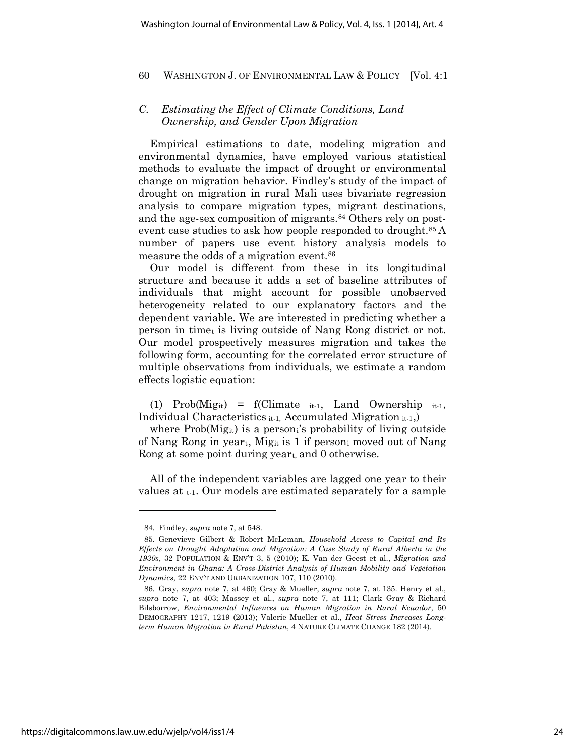### C. *Estimating the Effect of Climate Conditions, Land Ownership, and Gender Upon Migration*

Empirical estimations to date, modeling migration and environmental dynamics, have employed various statistical methods to evaluate the impact of drought or environmental change on migration behavior. Findley's study of the impact of drought on migration in rural Mali uses bivariate regression analysis to compare migration types, migrant destinations, and the age-sex composition of migrants.[84] Others rely on post-event case studies to ask how people responded to drought.[85] A number of papers use event history analysis models to measure the odds of a migration event.[86]

Our model is different from these in its longitudinal structure and because it adds a set of baseline attributes of individuals that might account for possible unobserved heterogeneity related to our explanatory factors and the dependent variable. We are interested in predicting whether a person in $time_t$ is living outside of Nang Rong district or not. Our model prospectively measures migration and takes the following form, accounting for the correlated error structure of multiple observations from individuals, we estimate a random effects logistic equation:

(1) $\text{Prob}(\text{Mig}_{it}) = f(\text{Climate}_{it-1}, \text{Land Ownership}_{it-1}, \text{Individual Characteristics}_{it-1}, \text{Accumulated Migration}_{it-1},)$

where $\text{Prob}(\text{Mig}_{it})$ is a $\text{person}_i$'s probability of living outside of Nang Rong in $\text{year}_t$, $\text{Mig}_{it}$ is 1 if $\text{person}_i$ moved out of Nang Rong at some point during $\text{year}_t$, and 0 otherwise.

All of the independent variables are lagged one year to their values at $_{t-1}$. Our models are estimated separately for a sample

---

84. Findley, *supra* note 7, at 548.

85. Genevieve Gilbert & Robert McLeman, *Household Access to Capital and Its Effects on Drought Adaptation and Migration: A Case Study of Rural Alberta in the 1930s*, 32 POPULATION & ENV'T 3, 5 (2010); K. Van der Geest et al., *Migration and Environment in Ghana: A Cross-District Analysis of Human Mobility and Vegetation Dynamics*, 22 ENV'T AND URBANIZATION 107, 110 (2010).

86. Gray, *supra* note 7, at 460; Gray & Mueller, *supra* note 7, at 135. Henry et al., *supra* note 7, at 403; Massey et al., *supra* note 7, at 111; Clark Gray & Richard Bilsborrow, *Environmental Influences on Human Migration in Rural Ecuador*, 50 DEMOGRAPHY 1217, 1219 (2013); Valerie Mueller et al., *Heat Stress Increases Long-term Human Migration in Rural Pakistan*, 4 NATURE CLIMATE CHANGE 182 (2014).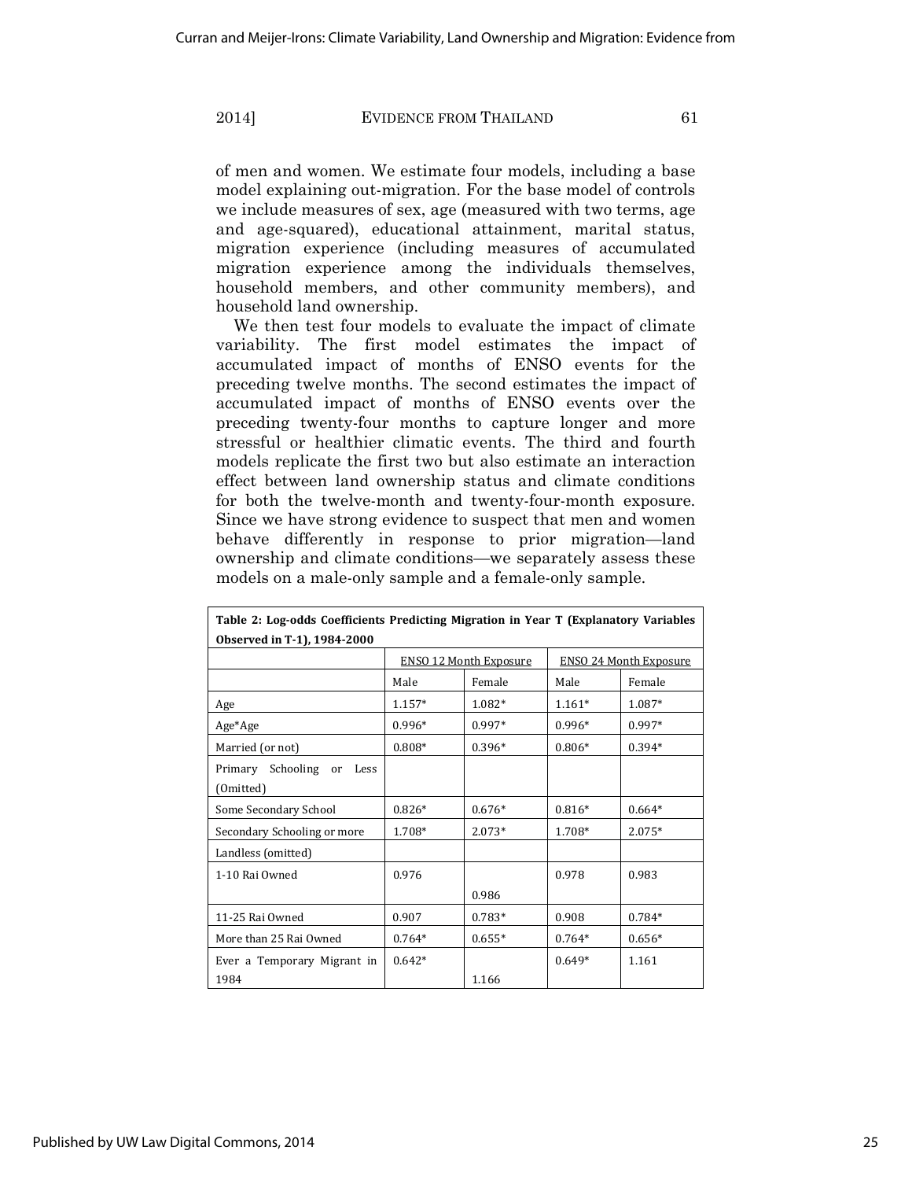of men and women. We estimate four models, including a base model explaining out-migration. For the base model of controls we include measures of sex, age (measured with two terms, age and age-squared), educational attainment, marital status, migration experience (including measures of accumulated migration experience among the individuals themselves, household members, and other community members), and household land ownership.

We then test four models to evaluate the impact of climate variability. The first model estimates the impact of accumulated impact of months of ENSO events for the preceding twelve months. The second estimates the impact of accumulated impact of months of ENSO events over the preceding twenty-four months to capture longer and more stressful or healthier climatic events. The third and fourth models replicate the first two but also estimate an interaction effect between land ownership status and climate conditions for both the twelve-month and twenty-four-month exposure. Since we have strong evidence to suspect that men and women behave differently in response to prior migration—land ownership and climate conditions—we separately assess these models on a male-only sample and a female-only sample.

**Table 2: Log-odds Coefficients Predicting Migration in Year T (Explanatory Variables Observed in T-1), 1984-2000**

| | ENSO 12 Month Exposure | | ENSO 24 Month Exposure | |
|---|---|---|---|---|
| | Male | Female | Male | Female |
| Age | 1.157* | 1.082* | 1.161* | 1.087* |
| Age*Age | 0.996* | 0.997* | 0.996* | 0.997* |
| Married (or not) | 0.808* | 0.396* | 0.806* | 0.394* |
| Primary Schooling or Less (Omitted) | | | | |
| Some Secondary School | 0.826* | 0.676* | 0.816* | 0.664* |
| Secondary Schooling or more | 1.708* | 2.073* | 1.708* | 2.075* |
| Landless (omitted) | | | | |
| 1-10 Rai Owned | 0.976 | 0.986 | 0.978 | 0.983 |
| 11-25 Rai Owned | 0.907 | 0.783* | 0.908 | 0.784* |
| More than 25 Rai Owned | 0.764* | 0.655* | 0.764* | 0.656* |
| Ever a Temporary Migrant in 1984 | 0.642* | 1.166 | 0.649* | 1.161 |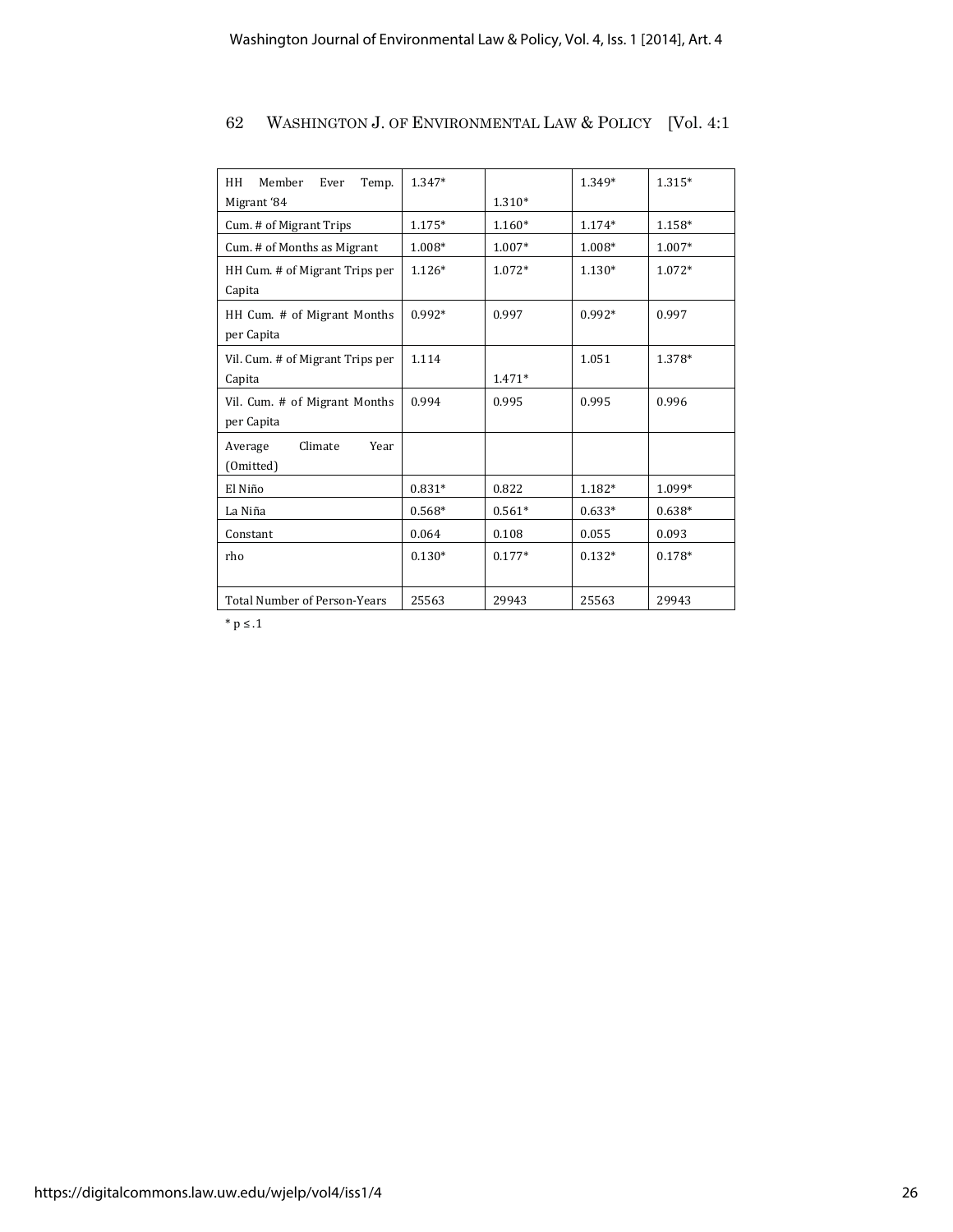| | | | | |
|---|---|---|---|---|
| HH Member Ever Temp. Migrant '84 | 1.347* | 1.310* | 1.349* | 1.315* |
| Cum. # of Migrant Trips | 1.175* | 1.160* | 1.174* | 1.158* |
| Cum. # of Months as Migrant | 1.008* | 1.007* | 1.008* | 1.007* |
| HH Cum. # of Migrant Trips per Capita | 1.126* | 1.072* | 1.130* | 1.072* |
| HH Cum. # of Migrant Months per Capita | 0.992* | 0.997 | 0.992* | 0.997 |
| Vil. Cum. # of Migrant Trips per Capita | 1.114 | 1.471* | 1.051 | 1.378* |
| Vil. Cum. # of Migrant Months per Capita | 0.994 | 0.995 | 0.995 | 0.996 |
| Average Climate Year (Omitted) | | | | |
| El Niño | 0.831* | 0.822 | 1.182* | 1.099* |
| La Niña | 0.568* | 0.561* | 0.633* | 0.638* |
| Constant | 0.064 | 0.108 | 0.055 | 0.093 |
| rho | 0.130* | 0.177* | 0.132* | 0.178* |
| Total Number of Person-Years | 25563 | 29943 | 25563 | 29943 |

* $p \leq .1$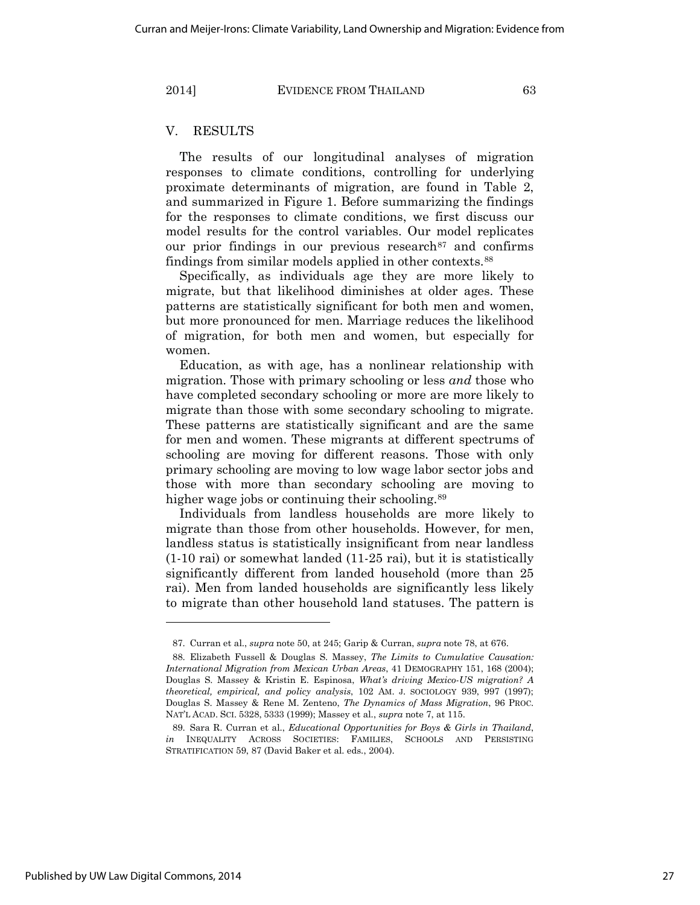## V. RESULTS

The results of our longitudinal analyses of migration responses to climate conditions, controlling for underlying proximate determinants of migration, are found in Table 2, and summarized in Figure 1. Before summarizing the findings for the responses to climate conditions, we first discuss our model results for the control variables. Our model replicates our prior findings in our previous research[87] and confirms findings from similar models applied in other contexts.[88]

Specifically, as individuals age they are more likely to migrate, but that likelihood diminishes at older ages. These patterns are statistically significant for both men and women, but more pronounced for men. Marriage reduces the likelihood of migration, for both men and women, but especially for women.

Education, as with age, has a nonlinear relationship with migration. Those with primary schooling or less *and* those who have completed secondary schooling or more are more likely to migrate than those with some secondary schooling to migrate. These patterns are statistically significant and are the same for men and women. These migrants at different spectrums of schooling are moving for different reasons. Those with only primary schooling are moving to low wage labor sector jobs and those with more than secondary schooling are moving to higher wage jobs or continuing their schooling.[89]

Individuals from landless households are more likely to migrate than those from other households. However, for men, landless status is statistically insignificant from near landless (1-10 rai) or somewhat landed (11-25 rai), but it is statistically significantly different from landed household (more than 25 rai). Men from landed households are significantly less likely to migrate than other household land statuses. The pattern is

---

87. Curran et al., *supra* note 50, at 245; Garip & Curran, *supra* note 78, at 676.

88. Elizabeth Fussell & Douglas S. Massey, *The Limits to Cumulative Causation: International Migration from Mexican Urban Areas*, 41 DEMOGRAPHY 151, 168 (2004); Douglas S. Massey & Kristin E. Espinosa, *What's driving Mexico-US migration? A theoretical, empirical, and policy analysis*, 102 AM. J. SOCIOLOGY 939, 997 (1997); Douglas S. Massey & Rene M. Zenteno, *The Dynamics of Mass Migration*, 96 PROC. NAT'L ACAD. SCI. 5328, 5333 (1999); Massey et al., *supra* note 7, at 115.

89. Sara R. Curran et al., *Educational Opportunities for Boys & Girls in Thailand*, *in* INEQUALITY ACROSS SOCIETIES: FAMILIES, SCHOOLS AND PERSISTING STRATIFICATION 59, 87 (David Baker et al. eds., 2004).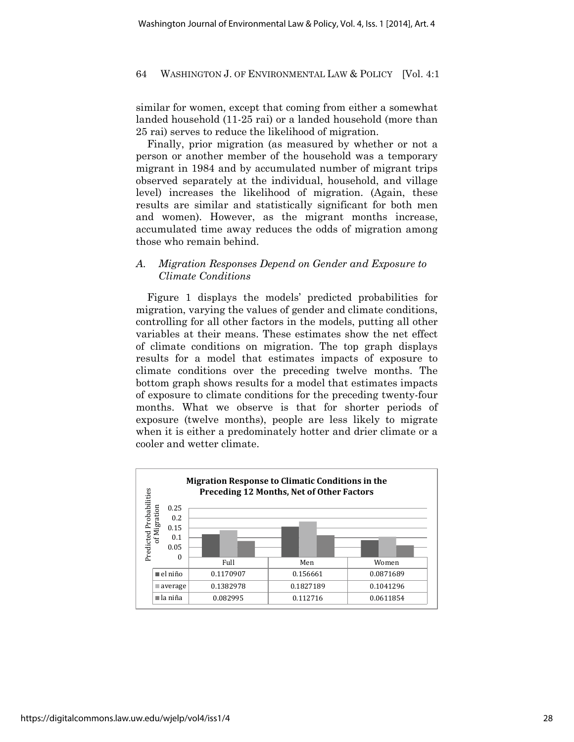similar for women, except that coming from either a somewhat landed household (11-25 rai) or a landed household (more than 25 rai) serves to reduce the likelihood of migration.

Finally, prior migration (as measured by whether or not a person or another member of the household was a temporary migrant in 1984 and by accumulated number of migrant trips observed separately at the individual, household, and village level) increases the likelihood of migration. (Again, these results are similar and statistically significant for both men and women). However, as the migrant months increase, accumulated time away reduces the odds of migration among those who remain behind.

### *A. Migration Responses Depend on Gender and Exposure to Climate Conditions*

Figure 1 displays the models' predicted probabilities for migration, varying the values of gender and climate conditions, controlling for all other factors in the models, putting all other variables at their means. These estimates show the net effect of climate conditions on migration. The top graph displays results for a model that estimates impacts of exposure to climate conditions over the preceding twelve months. The bottom graph shows results for a model that estimates impacts of exposure to climate conditions for the preceding twenty-four months. What we observe is that for shorter periods of exposure (twelve months), people are less likely to migrate when it is either a predominately hotter and drier climate or a cooler and wetter climate.

**Migration Response to Climatic Conditions in the Preceding 12 Months, Net of Other Factors**

Predicted Probabilities of Migration

| | Full | Men | Women |
|---|---|---|---|
| el niño | 0.1170907 | 0.156661 | 0.0871689 |
| average | 0.1382978 | 0.1827189 | 0.1041296 |
| la niña | 0.082995 | 0.112716 | 0.0611854 |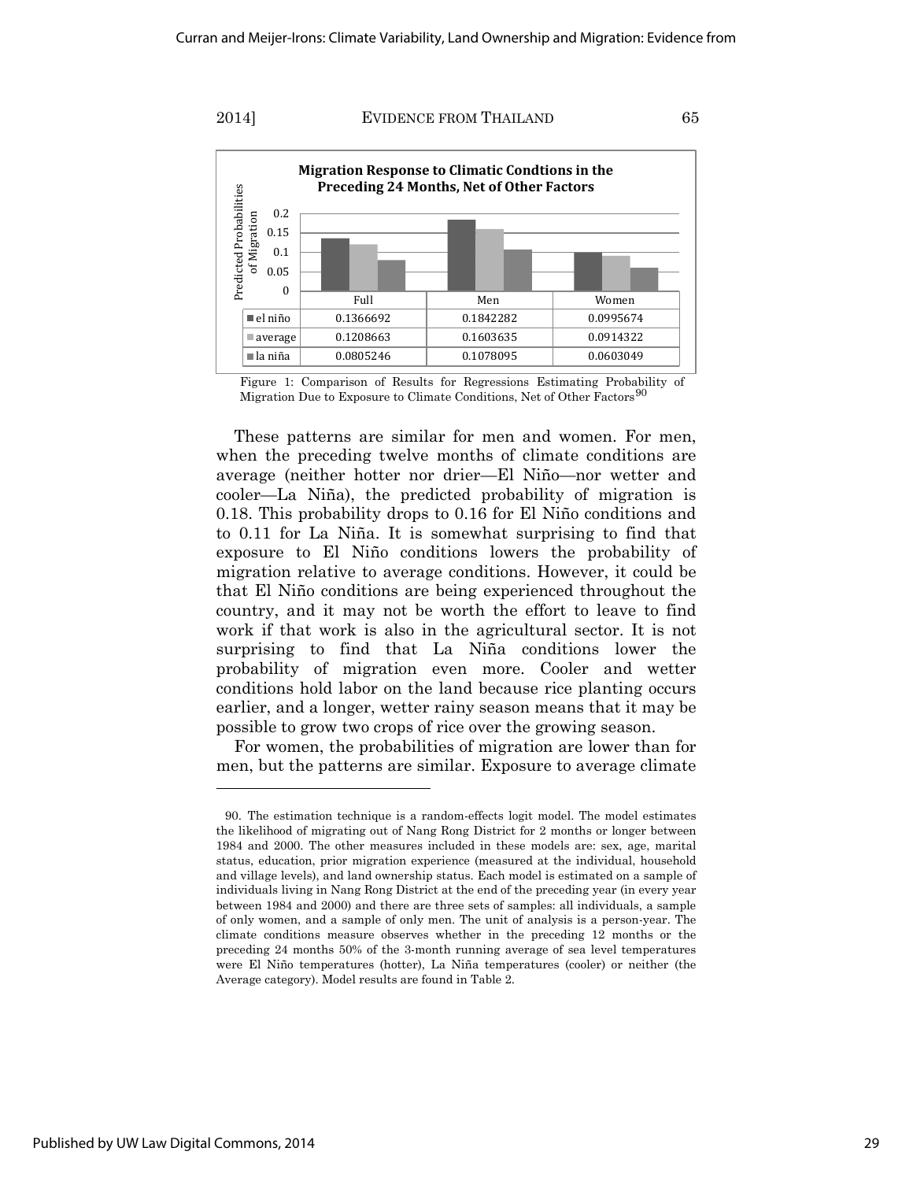**Migration Response to Climatic Condtions in the Preceding 24 Months, Net of Other Factors**

| | Full | Men | Women |
|---|---|---|---|
| el niño | 0.1366692 | 0.1842282 | 0.0995674 |
| average | 0.1208663 | 0.1603635 | 0.0914322 |
| la niña | 0.0805246 | 0.1078095 | 0.0603049 |

Figure 1: Comparison of Results for Regressions Estimating Probability of Migration Due to Exposure to Climate Conditions, Net of Other Factors[90]

These patterns are similar for men and women. For men, when the preceding twelve months of climate conditions are average (neither hotter nor drier—El Niño—nor wetter and cooler—La Niña), the predicted probability of migration is 0.18. This probability drops to 0.16 for El Niño conditions and to 0.11 for La Niña. It is somewhat surprising to find that exposure to El Niño conditions lowers the probability of migration relative to average conditions. However, it could be that El Niño conditions are being experienced throughout the country, and it may not be worth the effort to leave to find work if that work is also in the agricultural sector. It is not surprising to find that La Niña conditions lower the probability of migration even more. Cooler and wetter conditions hold labor on the land because rice planting occurs earlier, and a longer, wetter rainy season means that it may be possible to grow two crops of rice over the growing season.

For women, the probabilities of migration are lower than for men, but the patterns are similar. Exposure to average climate

---

90. The estimation technique is a random-effects logit model. The model estimates the likelihood of migrating out of Nang Rong District for 2 months or longer between 1984 and 2000. The other measures included in these models are: sex, age, marital status, education, prior migration experience (measured at the individual, household and village levels), and land ownership status. Each model is estimated on a sample of individuals living in Nang Rong District at the end of the preceding year (in every year between 1984 and 2000) and there are three sets of samples: all individuals, a sample of only women, and a sample of only men. The unit of analysis is a person-year. The climate conditions measure observes whether in the preceding 12 months or the preceding 24 months 50% of the 3-month running average of sea level temperatures were El Niño temperatures (hotter), La Niña temperatures (cooler) or neither (the Average category). Model results are found in Table 2.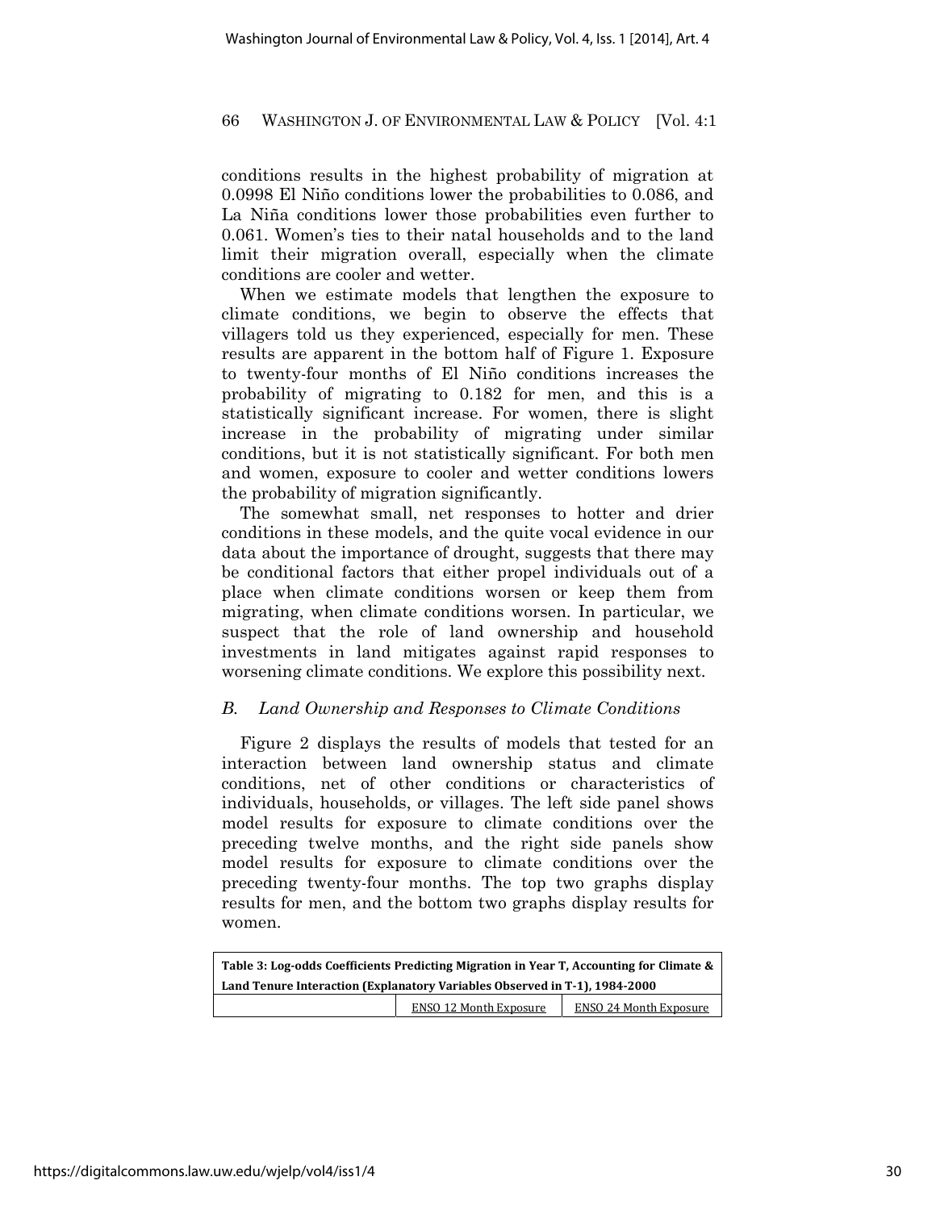conditions results in the highest probability of migration at 0.0998 El Niño conditions lower the probabilities to 0.086, and La Niña conditions lower those probabilities even further to 0.061. Women's ties to their natal households and to the land limit their migration overall, especially when the climate conditions are cooler and wetter.

When we estimate models that lengthen the exposure to climate conditions, we begin to observe the effects that villagers told us they experienced, especially for men. These results are apparent in the bottom half of Figure 1. Exposure to twenty-four months of El Niño conditions increases the probability of migrating to 0.182 for men, and this is a statistically significant increase. For women, there is slight increase in the probability of migrating under similar conditions, but it is not statistically significant. For both men and women, exposure to cooler and wetter conditions lowers the probability of migration significantly.

The somewhat small, net responses to hotter and drier conditions in these models, and the quite vocal evidence in our data about the importance of drought, suggests that there may be conditional factors that either propel individuals out of a place when climate conditions worsen or keep them from migrating, when climate conditions worsen. In particular, we suspect that the role of land ownership and household investments in land mitigates against rapid responses to worsening climate conditions. We explore this possibility next.

### *B. Land Ownership and Responses to Climate Conditions*

Figure 2 displays the results of models that tested for an interaction between land ownership status and climate conditions, net of other conditions or characteristics of individuals, households, or villages. The left side panel shows model results for exposure to climate conditions over the preceding twelve months, and the right side panels show model results for exposure to climate conditions over the preceding twenty-four months. The top two graphs display results for men, and the bottom two graphs display results for women.

**Table 3: Log-odds Coefficients Predicting Migration in Year T, Accounting for Climate & Land Tenure Interaction (Explanatory Variables Observed in T-1), 1984-2000**

| | ENSO 12 Month Exposure | ENSO 24 Month Exposure |
|---|---|---|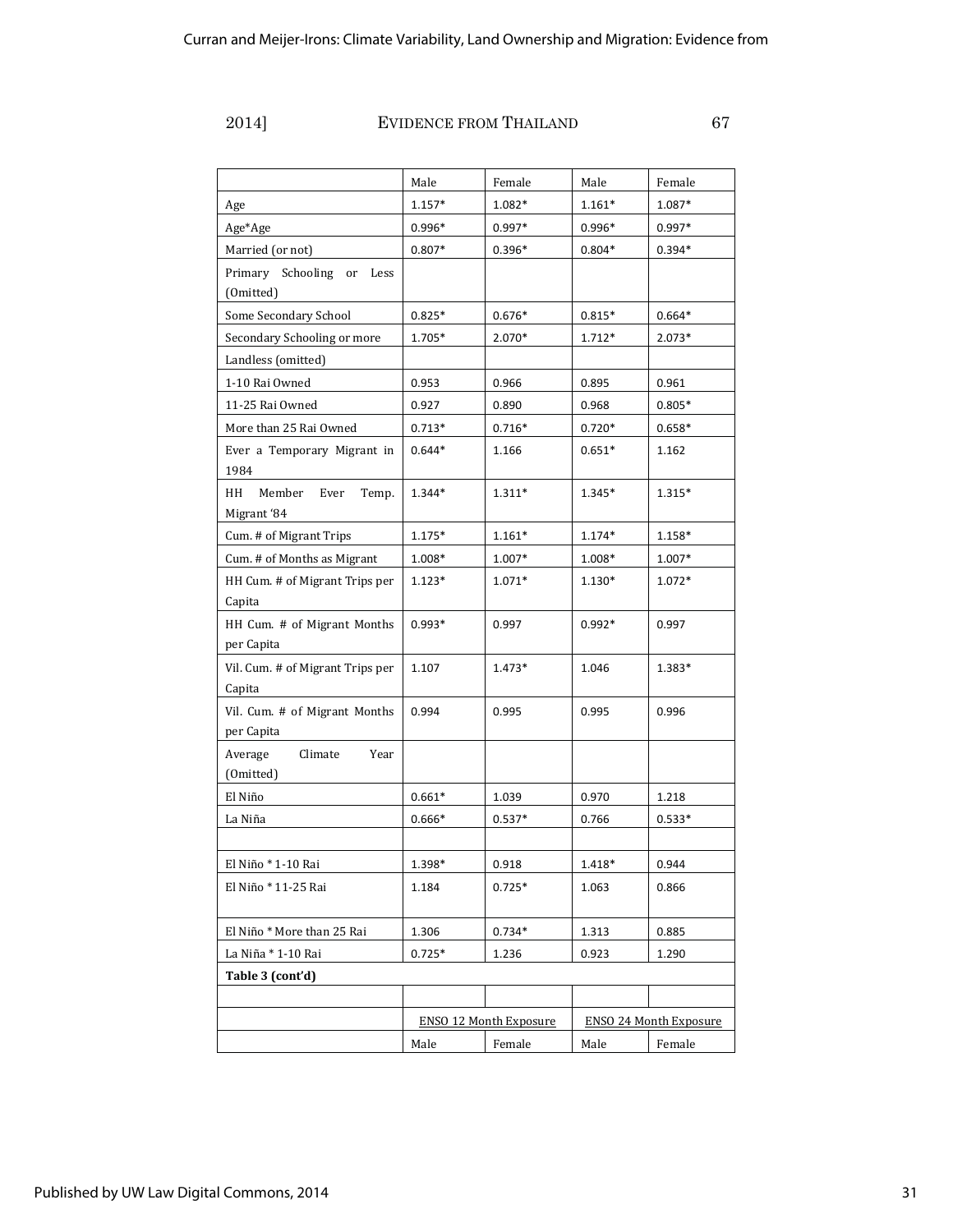| | Male | Female | Male | Female |
|---|---|---|---|---|
| Age | 1.157* | 1.082* | 1.161* | 1.087* |
| Age*Age | 0.996* | 0.997* | 0.996* | 0.997* |
| Married (or not) | 0.807* | 0.396* | 0.804* | 0.394* |
| Primary Schooling or Less (Omitted) | | | | |
| Some Secondary School | 0.825* | 0.676* | 0.815* | 0.664* |
| Secondary Schooling or more | 1.705* | 2.070* | 1.712* | 2.073* |
| Landless (omitted) | | | | |
| 1-10 Rai Owned | 0.953 | 0.966 | 0.895 | 0.961 |
| 11-25 Rai Owned | 0.927 | 0.890 | 0.968 | 0.805* |
| More than 25 Rai Owned | 0.713* | 0.716* | 0.720* | 0.658* |
| Ever a Temporary Migrant in 1984 | 0.644* | 1.166 | 0.651* | 1.162 |
| HH Member Ever Temp. Migrant '84 | 1.344* | 1.311* | 1.345* | 1.315* |
| Cum. # of Migrant Trips | 1.175* | 1.161* | 1.174* | 1.158* |
| Cum. # of Months as Migrant | 1.008* | 1.007* | 1.008* | 1.007* |
| HH Cum. # of Migrant Trips per Capita | 1.123* | 1.071* | 1.130* | 1.072* |
| HH Cum. # of Migrant Months per Capita | 0.993* | 0.997 | 0.992* | 0.997 |
| Vil. Cum. # of Migrant Trips per Capita | 1.107 | 1.473* | 1.046 | 1.383* |
| Vil. Cum. # of Migrant Months per Capita | 0.994 | 0.995 | 0.995 | 0.996 |
| Average Climate Year (Omitted) | | | | |
| El Niño | 0.661* | 1.039 | 0.970 | 1.218 |
| La Niña | 0.666* | 0.537* | 0.766 | 0.533* |
| | | | | |
| El Niño * 1-10 Rai | 1.398* | 0.918 | 1.418* | 0.944 |
| El Niño * 11-25 Rai | 1.184 | 0.725* | 1.063 | 0.866 |
| El Niño * More than 25 Rai | 1.306 | 0.734* | 1.313 | 0.885 |
| La Niña * 1-10 Rai | 0.725* | 1.236 | 0.923 | 1.290 |

**Table 3 (cont'd)**

| | ENSO 12 Month Exposure | | ENSO 24 Month Exposure | |
|---|---|---|---|---|
| | Male | Female | Male | Female |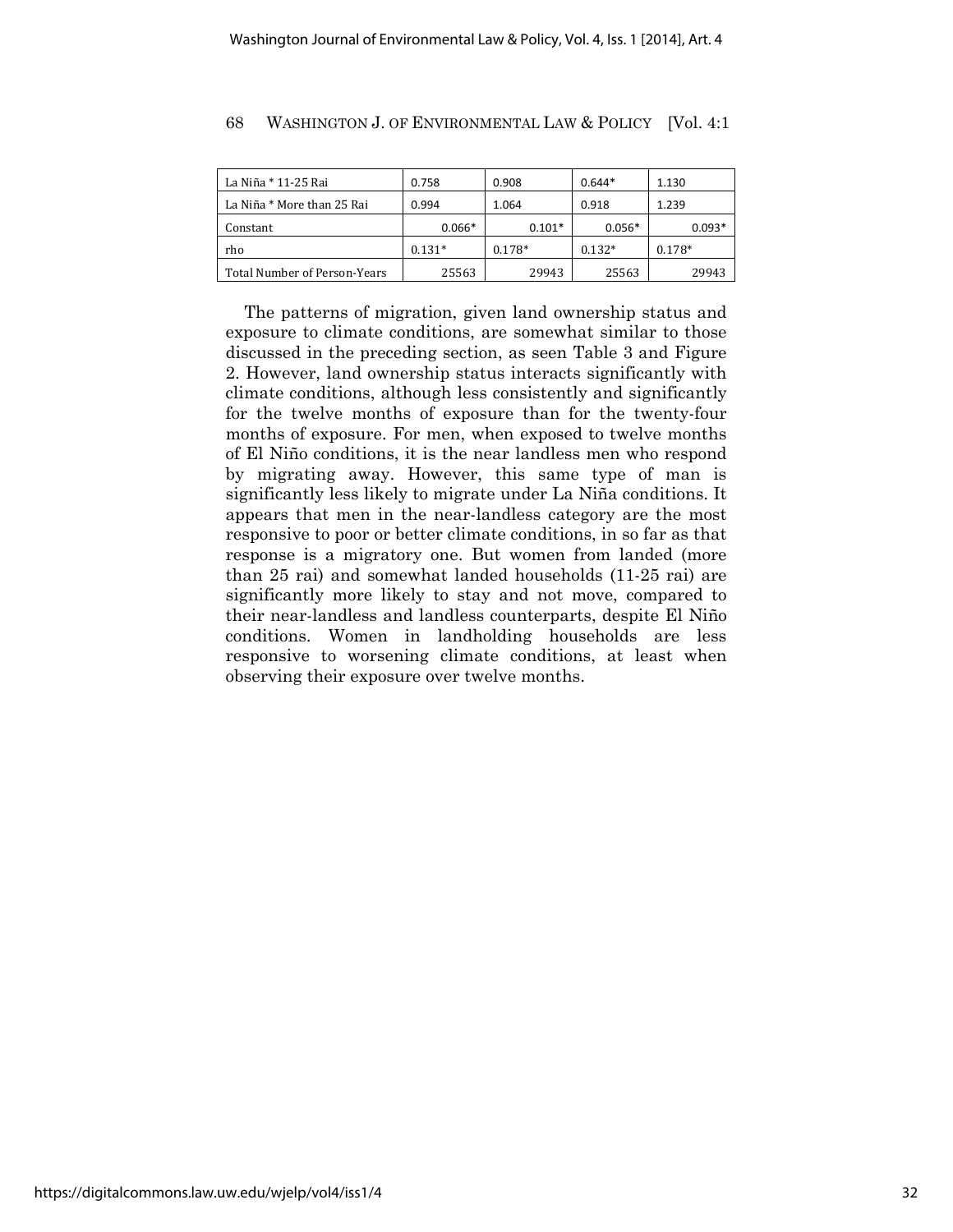| La Niña * 11-25 Rai | 0.758 | 0.908 | 0.644* | 1.130 |
|---|---|---|---|---|
| La Niña * More than 25 Rai | 0.994 | 1.064 | 0.918 | 1.239 |
| Constant | 0.066* | 0.101* | 0.056* | 0.093* |
| rho | 0.131* | 0.178* | 0.132* | 0.178* |
| Total Number of Person-Years | 25563 | 29943 | 25563 | 29943 |

The patterns of migration, given land ownership status and exposure to climate conditions, are somewhat similar to those discussed in the preceding section, as seen Table 3 and Figure 2. However, land ownership status interacts significantly with climate conditions, although less consistently and significantly for the twelve months of exposure than for the twenty-four months of exposure. For men, when exposed to twelve months of El Niño conditions, it is the near landless men who respond by migrating away. However, this same type of man is significantly less likely to migrate under La Niña conditions. It appears that men in the near-landless category are the most responsive to poor or better climate conditions, in so far as that response is a migratory one. But women from landed (more than 25 rai) and somewhat landed households (11-25 rai) are significantly more likely to stay and not move, compared to their near-landless and landless counterparts, despite El Niño conditions. Women in landholding households are less responsive to worsening climate conditions, at least when observing their exposure over twelve months.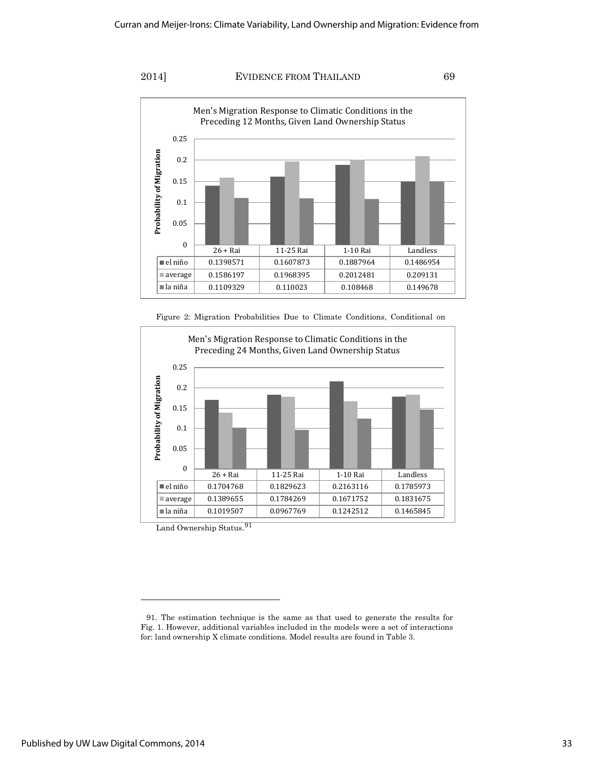Men's Migration Response to Climatic Conditions in the Preceding 12 Months, Given Land Ownership Status

| | 26 + Rai | 11-25 Rai | 1-10 Rai | Landless |
|---|---|---|---|---|
| el niño | 0.1398571 | 0.1607873 | 0.1887964 | 0.1486954 |
| average | 0.1586197 | 0.1968395 | 0.2012481 | 0.209131 |
| la niña | 0.1109329 | 0.110023 | 0.108468 | 0.149678 |

Figure 2: Migration Probabilities Due to Climate Conditions, Conditional on Land Ownership Status.[91]

Men's Migration Response to Climatic Conditions in the Preceding 24 Months, Given Land Ownership Status

| | 26 + Rai | 11-25 Rai | 1-10 Rai | Landless |
|---|---|---|---|---|
| el niño | 0.1704768 | 0.1829623 | 0.2163116 | 0.1785973 |
| average | 0.1389655 | 0.1784269 | 0.1671752 | 0.1831675 |
| la niña | 0.1019507 | 0.0967769 | 0.1242512 | 0.1465845 |

91. The estimation technique is the same as that used to generate the results for Fig. 1. However, additional variables included in the models were a set of interactions for: land ownership X climate conditions. Model results are found in Table 3.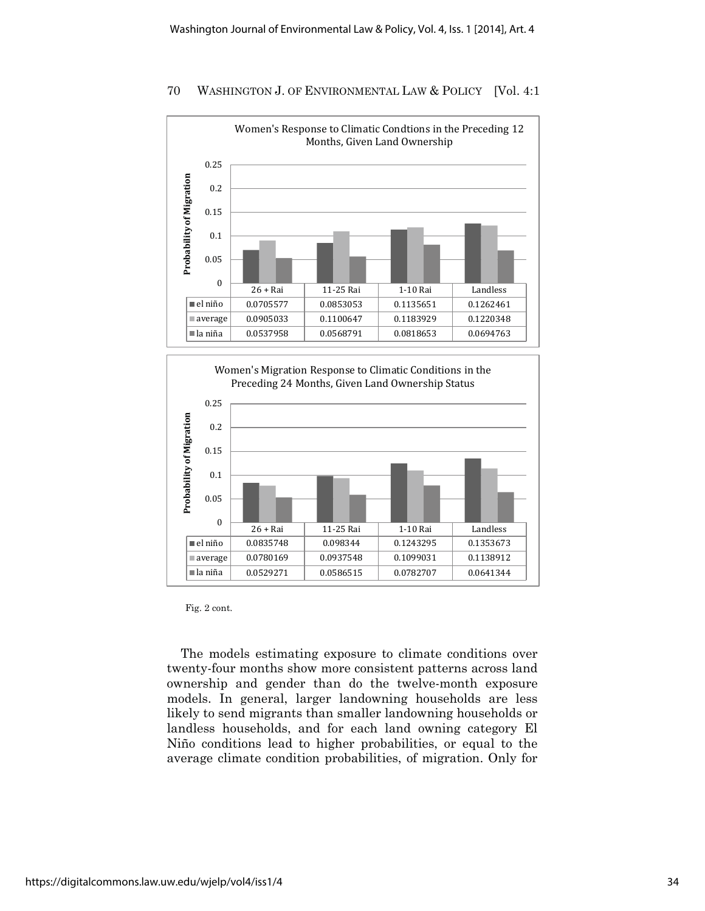Women's Response to Climatic Condtions in the Preceding 12 Months, Given Land Ownership

| | 26 + Rai | 11-25 Rai | 1-10 Rai | Landless |
|---|---|---|---|---|
| el niño | 0.0705577 | 0.0853053 | 0.1135651 | 0.1262461 |
| average | 0.0905033 | 0.1100647 | 0.1183929 | 0.1220348 |
| la niña | 0.0537958 | 0.0568791 | 0.0818653 | 0.0694763 |

Women's Migration Response to Climatic Conditions in the Preceding 24 Months, Given Land Ownership Status

| | 26 + Rai | 11-25 Rai | 1-10 Rai | Landless |
|---|---|---|---|---|
| el niño | 0.0835748 | 0.098344 | 0.1243295 | 0.1353673 |
| average | 0.0780169 | 0.0937548 | 0.1099031 | 0.1138912 |
| la niña | 0.0529271 | 0.0586515 | 0.0782707 | 0.0641344 |

Fig. 2 cont.

The models estimating exposure to climate conditions over twenty-four months show more consistent patterns across land ownership and gender than do the twelve-month exposure models. In general, larger landowning households are less likely to send migrants than smaller landowning households or landless households, and for each land owning category El Niño conditions lead to higher probabilities, or equal to the average climate condition probabilities, of migration. Only for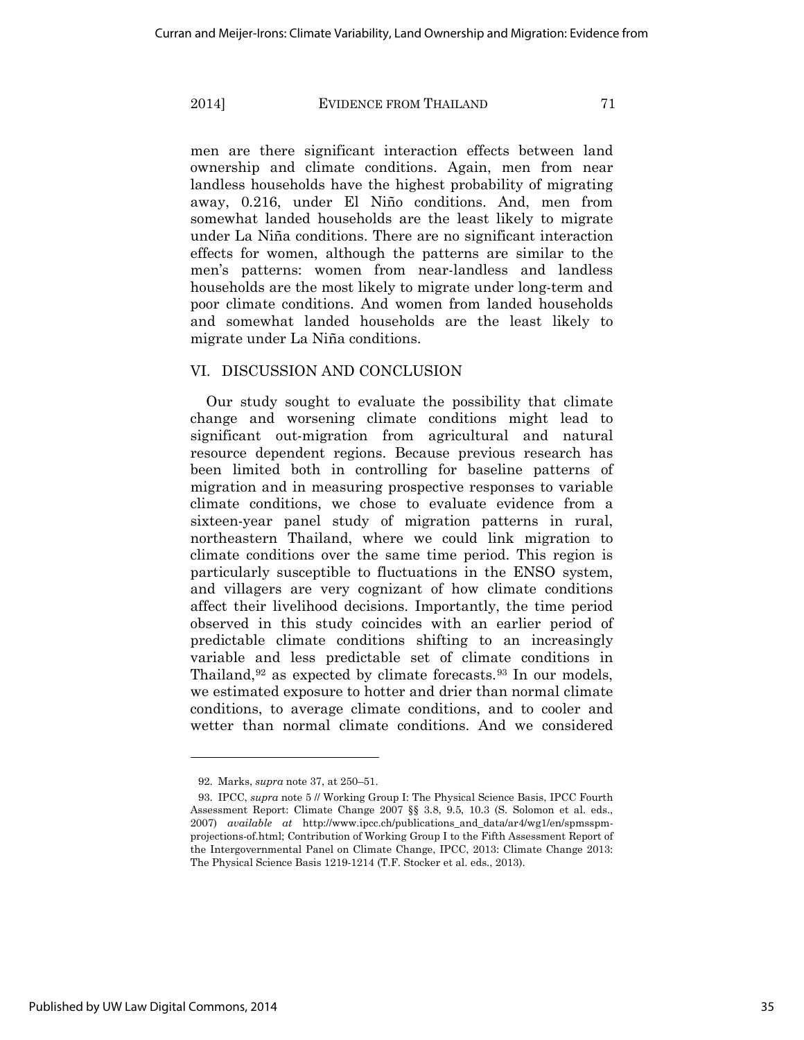men are there significant interaction effects between land ownership and climate conditions. Again, men from near landless households have the highest probability of migrating away, 0.216, under El Niño conditions. And, men from somewhat landed households are the least likely to migrate under La Niña conditions. There are no significant interaction effects for women, although the patterns are similar to the men's patterns: women from near-landless and landless households are the most likely to migrate under long-term and poor climate conditions. And women from landed households and somewhat landed households are the least likely to migrate under La Niña conditions.

## VI. DISCUSSION AND CONCLUSION

Our study sought to evaluate the possibility that climate change and worsening climate conditions might lead to significant out-migration from agricultural and natural resource dependent regions. Because previous research has been limited both in controlling for baseline patterns of migration and in measuring prospective responses to variable climate conditions, we chose to evaluate evidence from a sixteen-year panel study of migration patterns in rural, northeastern Thailand, where we could link migration to climate conditions over the same time period. This region is particularly susceptible to fluctuations in the ENSO system, and villagers are very cognizant of how climate conditions affect their livelihood decisions. Importantly, the time period observed in this study coincides with an earlier period of predictable climate conditions shifting to an increasingly variable and less predictable set of climate conditions in Thailand,[92] as expected by climate forecasts.[93] In our models, we estimated exposure to hotter and drier than normal climate conditions, to average climate conditions, and to cooler and wetter than normal climate conditions. And we considered

---

92. Marks, *supra* note 37, at 250–51.

93. IPCC, *supra* note 5 // Working Group I: The Physical Science Basis, IPCC Fourth Assessment Report: Climate Change 2007 §§ 3.8, 9.5, 10.3 (S. Solomon et al. eds., 2007) *available at* http://www.ipcc.ch/publications_and_data/ar4/wg1/en/spmsspm-projections-of.html; Contribution of Working Group I to the Fifth Assessment Report of the Intergovernmental Panel on Climate Change, IPCC, 2013: Climate Change 2013: The Physical Science Basis 1219-1214 (T.F. Stocker et al. eds., 2013).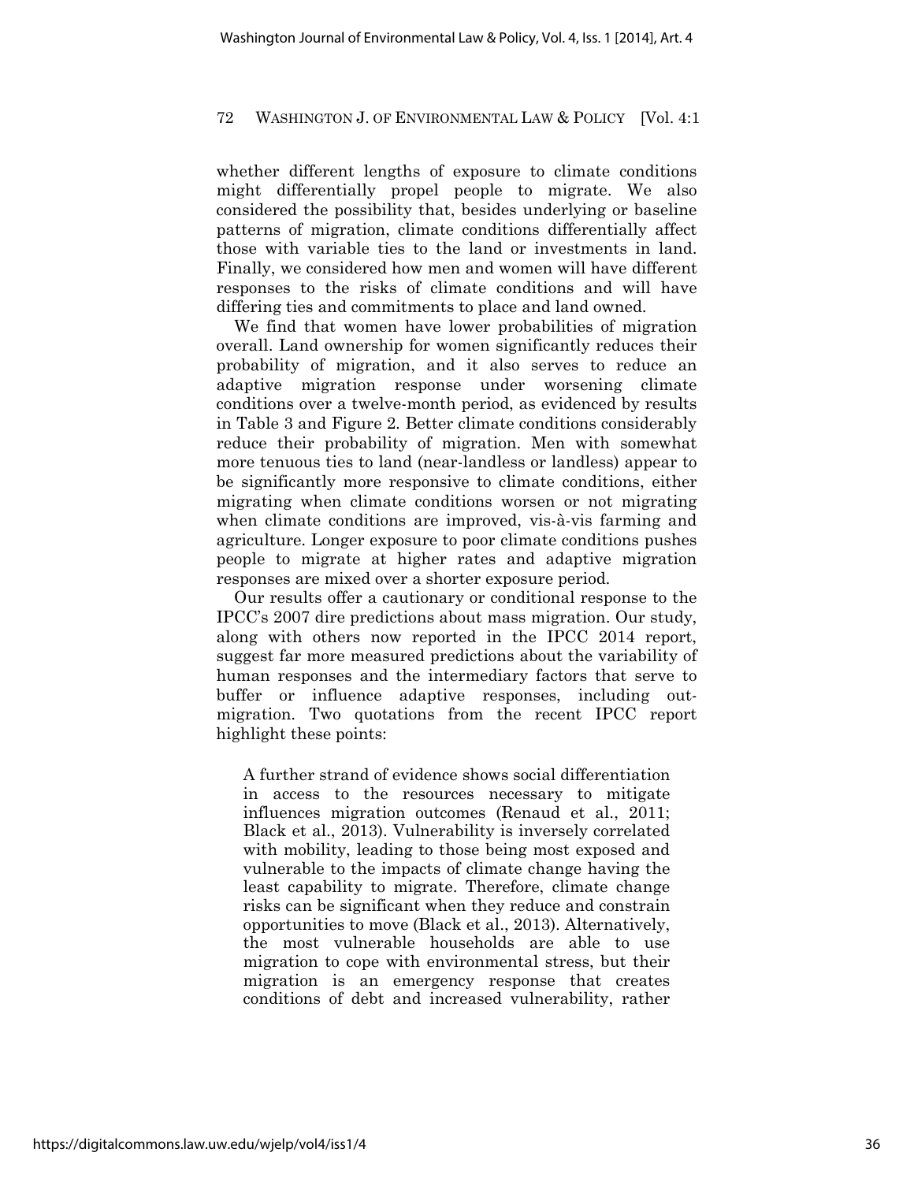whether different lengths of exposure to climate conditions might differentially propel people to migrate. We also considered the possibility that, besides underlying or baseline patterns of migration, climate conditions differentially affect those with variable ties to the land or investments in land. Finally, we considered how men and women will have different responses to the risks of climate conditions and will have differing ties and commitments to place and land owned.

We find that women have lower probabilities of migration overall. Land ownership for women significantly reduces their probability of migration, and it also serves to reduce an adaptive migration response under worsening climate conditions over a twelve-month period, as evidenced by results in Table 3 and Figure 2. Better climate conditions considerably reduce their probability of migration. Men with somewhat more tenuous ties to land (near-landless or landless) appear to be significantly more responsive to climate conditions, either migrating when climate conditions worsen or not migrating when climate conditions are improved, vis-à-vis farming and agriculture. Longer exposure to poor climate conditions pushes people to migrate at higher rates and adaptive migration responses are mixed over a shorter exposure period.

Our results offer a cautionary or conditional response to the IPCC's 2007 dire predictions about mass migration. Our study, along with others now reported in the IPCC 2014 report, suggest far more measured predictions about the variability of human responses and the intermediary factors that serve to buffer or influence adaptive responses, including out-migration. Two quotations from the recent IPCC report highlight these points:

> A further strand of evidence shows social differentiation in access to the resources necessary to mitigate influences migration outcomes (Renaud et al., 2011; Black et al., 2013). Vulnerability is inversely correlated with mobility, leading to those being most exposed and vulnerable to the impacts of climate change having the least capability to migrate. Therefore, climate change risks can be significant when they reduce and constrain opportunities to move (Black et al., 2013). Alternatively, the most vulnerable households are able to use migration to cope with environmental stress, but their migration is an emergency response that creates conditions of debt and increased vulnerability, rather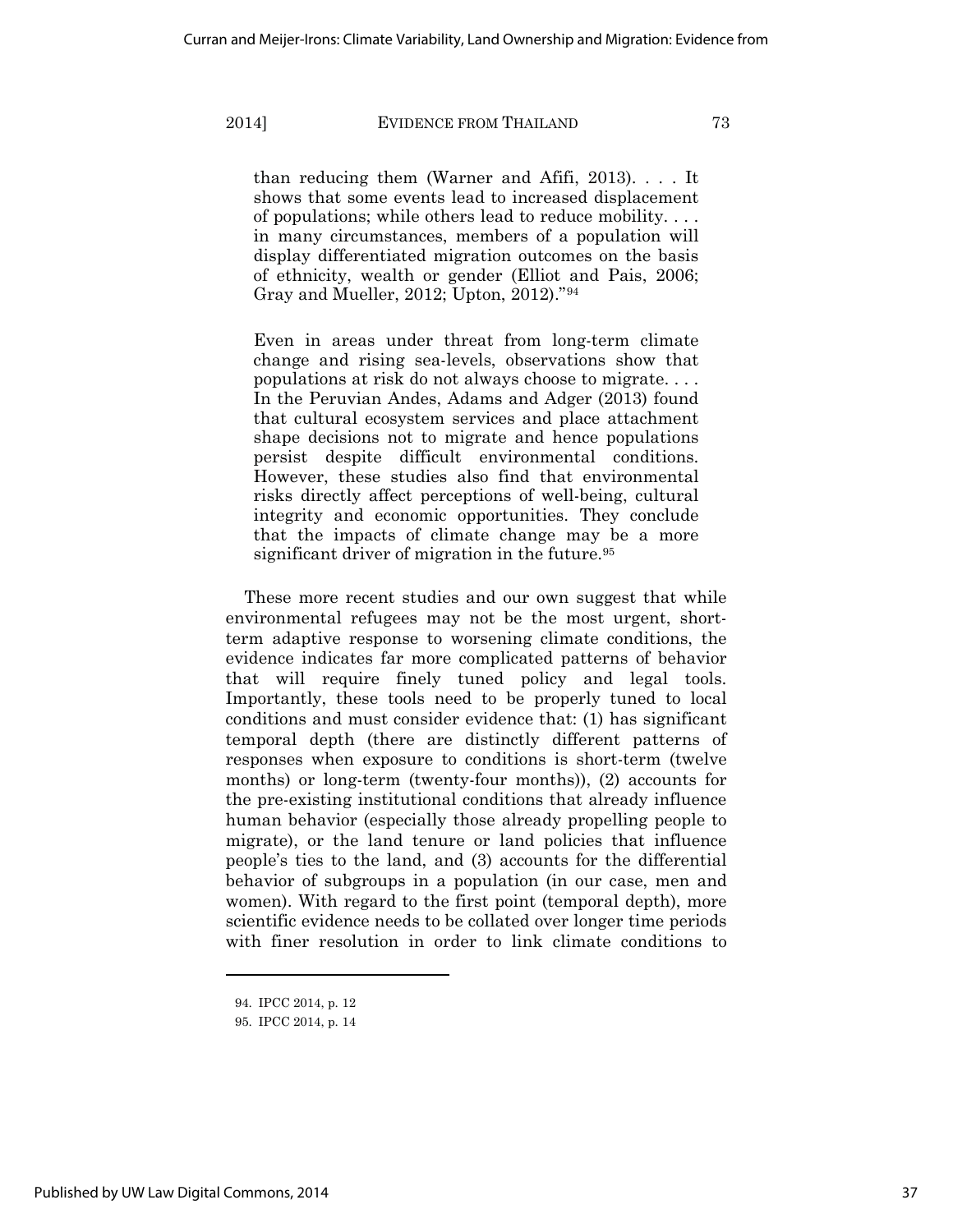than reducing them (Warner and Afifi, 2013). . . . It shows that some events lead to increased displacement of populations; while others lead to reduce mobility. . . . in many circumstances, members of a population will display differentiated migration outcomes on the basis of ethnicity, wealth or gender (Elliot and Pais, 2006; Gray and Mueller, 2012; Upton, 2012)."[94]

> Even in areas under threat from long-term climate change and rising sea-levels, observations show that populations at risk do not always choose to migrate. . . . In the Peruvian Andes, Adams and Adger (2013) found that cultural ecosystem services and place attachment shape decisions not to migrate and hence populations persist despite difficult environmental conditions. However, these studies also find that environmental risks directly affect perceptions of well-being, cultural integrity and economic opportunities. They conclude that the impacts of climate change may be a more significant driver of migration in the future.[95]

These more recent studies and our own suggest that while environmental refugees may not be the most urgent, short-term adaptive response to worsening climate conditions, the evidence indicates far more complicated patterns of behavior that will require finely tuned policy and legal tools. Importantly, these tools need to be properly tuned to local conditions and must consider evidence that: (1) has significant temporal depth (there are distinctly different patterns of responses when exposure to conditions is short-term (twelve months) or long-term (twenty-four months)), (2) accounts for the pre-existing institutional conditions that already influence human behavior (especially those already propelling people to migrate), or the land tenure or land policies that influence people's ties to the land, and (3) accounts for the differential behavior of subgroups in a population (in our case, men and women). With regard to the first point (temporal depth), more scientific evidence needs to be collated over longer time periods with finer resolution in order to link climate conditions to

---

94. IPCC 2014, p. 12

95. IPCC 2014, p. 14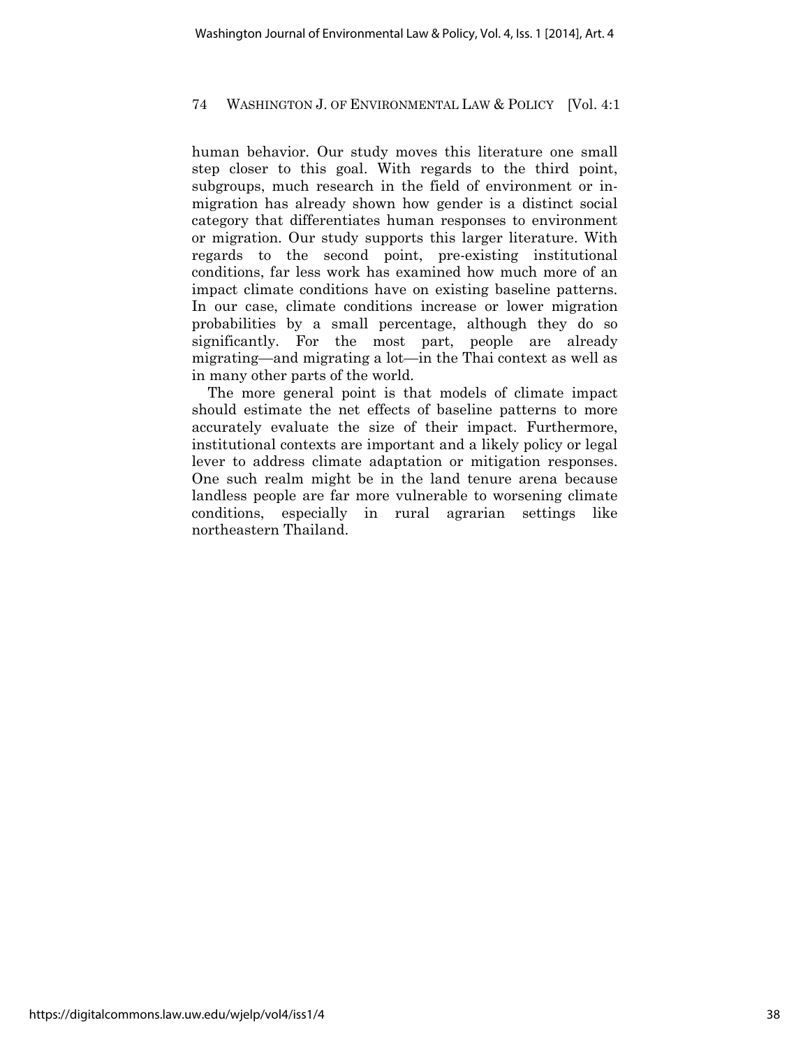human behavior. Our study moves this literature one small step closer to this goal. With regards to the third point, subgroups, much research in the field of environment or in-migration has already shown how gender is a distinct social category that differentiates human responses to environment or migration. Our study supports this larger literature. With regards to the second point, pre-existing institutional conditions, far less work has examined how much more of an impact climate conditions have on existing baseline patterns. In our case, climate conditions increase or lower migration probabilities by a small percentage, although they do so significantly. For the most part, people are already migrating—and migrating a lot—in the Thai context as well as in many other parts of the world.

The more general point is that models of climate impact should estimate the net effects of baseline patterns to more accurately evaluate the size of their impact. Furthermore, institutional contexts are important and a likely policy or legal lever to address climate adaptation or mitigation responses. One such realm might be in the land tenure arena because landless people are far more vulnerable to worsening climate conditions, especially in rural agrarian settings like northeastern Thailand.